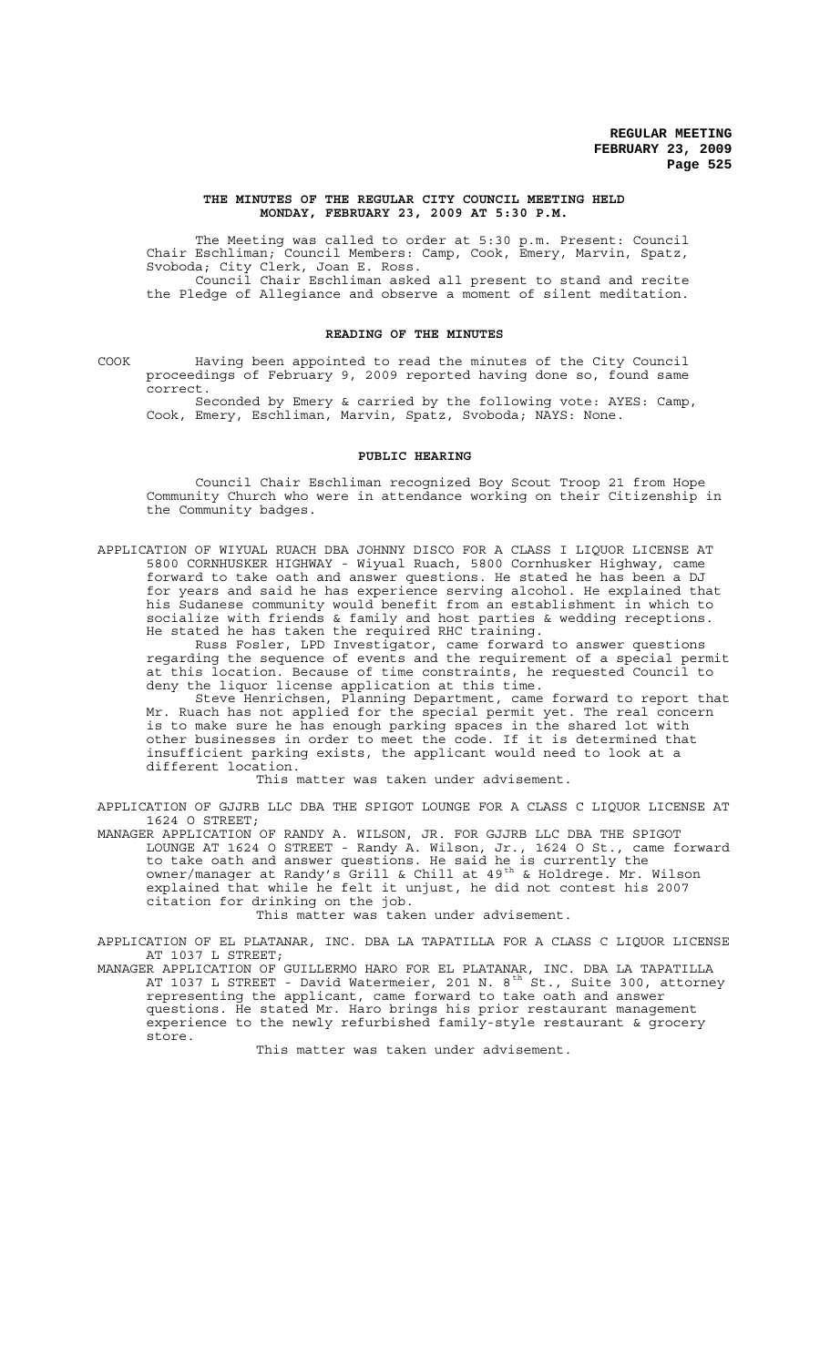**THE MINUTES OF THE REGULAR CITY COUNCIL MEETING HELD MONDAY, FEBRUARY 23, 2009 AT 5:30 P.M.**

The Meeting was called to order at 5:30 p.m. Present: Council Chair Eschliman; Council Members: Camp, Cook, Emery, Marvin, Spatz, Svoboda; City Clerk, Joan E. Ross.

Council Chair Eschliman asked all present to stand and recite the Pledge of Allegiance and observe a moment of silent meditation.

**READING OF THE MINUTES**

COOK Having been appointed to read the minutes of the City Council proceedings of February 9, 2009 reported having done so, found same correct.

Seconded by Emery & carried by the following vote: AYES: Camp, Cook, Emery, Eschliman, Marvin, Spatz, Svoboda; NAYS: None.

**PUBLIC HEARING**

Council Chair Eschliman recognized Boy Scout Troop 21 from Hope Community Church who were in attendance working on their Citizenship in the Community badges.

APPLICATION OF WIYUAL RUACH DBA JOHNNY DISCO FOR A CLASS I LIQUOR LICENSE AT 5800 CORNHUSKER HIGHWAY - Wiyual Ruach, 5800 Cornhusker Highway, came forward to take oath and answer questions. He stated he has been a DJ for years and said he has experience serving alcohol. He explained that his Sudanese community would benefit from an establishment in which to socialize with friends & family and host parties & wedding receptions. He stated he has taken the required RHC training.

Russ Fosler, LPD Investigator, came forward to answer questions regarding the sequence of events and the requirement of a special permit at this location. Because of time constraints, he requested Council to deny the liquor license application at this time.

Steve Henrichsen, Planning Department, came forward to report that Mr. Ruach has not applied for the special permit yet. The real concern is to make sure he has enough parking spaces in the shared lot with other businesses in order to meet the code. If it is determined that insufficient parking exists, the applicant would need to look at a different location.

This matter was taken under advisement.

APPLICATION OF GJJRB LLC DBA THE SPIGOT LOUNGE FOR A CLASS C LIQUOR LICENSE AT 1624 O STREET;

MANAGER APPLICATION OF RANDY A. WILSON, JR. FOR GJJRB LLC DBA THE SPIGOT LOUNGE AT 1624 O STREET - Randy A. Wilson, Jr., 1624 O St., came forward to take oath and answer questions. He said he is currently the owner/manager at Randy's Grill & Chill at 49th & Holdrege. Mr. Wilson explained that while he felt it unjust, he did not contest his 2007 citation for drinking on the job.

This matter was taken under advisement.

APPLICATION OF EL PLATANAR, INC. DBA LA TAPATILLA FOR A CLASS C LIQUOR LICENSE AT 1037 L STREET;

MANAGER APPLICATION OF GUILLERMO HARO FOR EL PLATANAR, INC. DBA LA TAPATILLA AT 1037 L STREET - David Watermeier, 201 N. 8th St., Suite 300, attorney representing the applicant, came forward to take oath and answer questions. He stated Mr. Haro brings his prior restaurant management experience to the newly refurbished family-style restaurant & grocery store.

This matter was taken under advisement.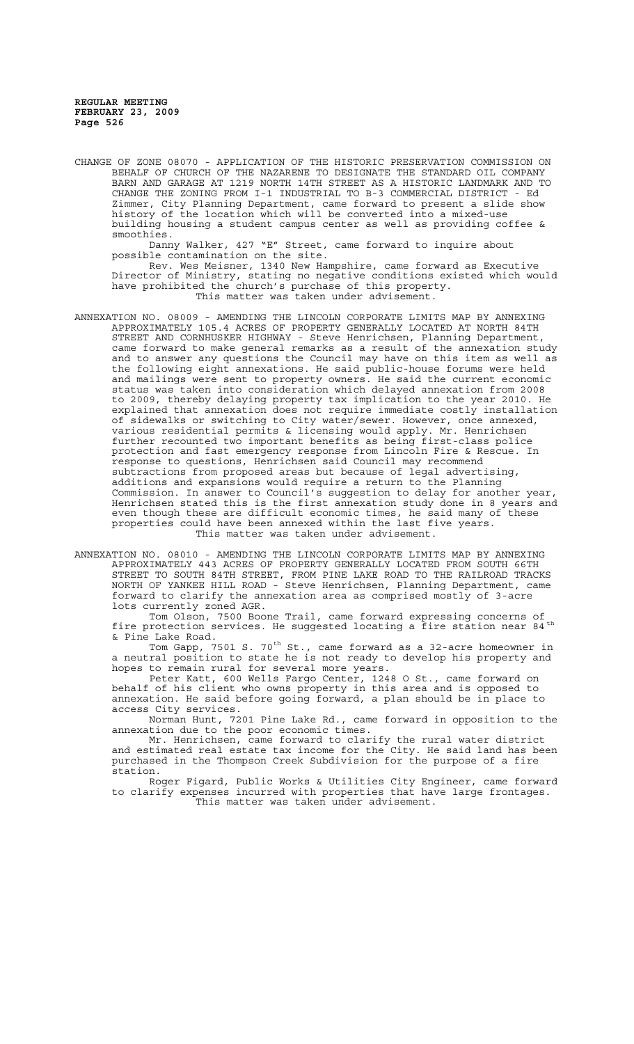CHANGE OF ZONE 08070 - APPLICATION OF THE HISTORIC PRESERVATION COMMISSION ON BEHALF OF CHURCH OF THE NAZARENE TO DESIGNATE THE STANDARD OIL COMPANY BARN AND GARAGE AT 1219 NORTH 14TH STREET AS A HISTORIC LANDMARK AND TO CHANGE THE ZONING FROM I-1 INDUSTRIAL TO B-3 COMMERCIAL DISTRICT - Ed Zimmer, City Planning Department, came forward to present a slide show history of the location which will be converted into a mixed-use building housing a student campus center as well as providing coffee & smoothies.

Danny Walker, 427 "E" Street, came forward to inquire about possible contamination on the site.

Rev. Wes Meisner, 1340 New Hampshire, came forward as Executive Director of Ministry, stating no negative conditions existed which would have prohibited the church's purchase of this property.

This matter was taken under advisement.

ANNEXATION NO. 08009 - AMENDING THE LINCOLN CORPORATE LIMITS MAP BY ANNEXING APPROXIMATELY 105.4 ACRES OF PROPERTY GENERALLY LOCATED AT NORTH 84TH STREET AND CORNHUSKER HIGHWAY - Steve Henrichsen, Planning Department, came forward to make general remarks as a result of the annexation study and to answer any questions the Council may have on this item as well as the following eight annexations. He said public-house forums were held and mailings were sent to property owners. He said the current economic status was taken into consideration which delayed annexation from 2008 to 2009, thereby delaying property tax implication to the year 2010. He explained that annexation does not require immediate costly installation of sidewalks or switching to City water/sewer. However, once annexed, various residential permits & licensing would apply. Mr. Henrichsen further recounted two important benefits as being first-class police protection and fast emergency response from Lincoln Fire & Rescue. In response to questions, Henrichsen said Council may recommend subtractions from proposed areas but because of legal advertising, additions and expansions would require a return to the Planning Commission. In answer to Council's suggestion to delay for another year, Henrichsen stated this is the first annexation study done in 8 years and even though these are difficult economic times, he said many of these properties could have been annexed within the last five years.

This matter was taken under advisement.

ANNEXATION NO. 08010 - AMENDING THE LINCOLN CORPORATE LIMITS MAP BY ANNEXING APPROXIMATELY 443 ACRES OF PROPERTY GENERALLY LOCATED FROM SOUTH 66TH STREET TO SOUTH 84TH STREET, FROM PINE LAKE ROAD TO THE RAILROAD TRACKS NORTH OF YANKEE HILL ROAD - Steve Henrichsen, Planning Department, came forward to clarify the annexation area as comprised mostly of 3-acre lots currently zoned AGR.

Tom Olson, 7500 Boone Trail, came forward expressing concerns of fire protection services. He suggested locating a fire station near 84th & Pine Lake Road.

Tom Gapp, 7501 S. 70th St., came forward as a 32-acre homeowner in a neutral position to state he is not ready to develop his property and hopes to remain rural for several more years.

Peter Katt, 600 Wells Fargo Center, 1248 O St., came forward on behalf of his client who owns property in this area and is opposed to annexation. He said before going forward, a plan should be in place to access City services.

Norman Hunt, 7201 Pine Lake Rd., came forward in opposition to the annexation due to the poor economic times.

Mr. Henrichsen, came forward to clarify the rural water district and estimated real estate tax income for the City. He said land has been purchased in the Thompson Creek Subdivision for the purpose of a fire station.

Roger Figard, Public Works & Utilities City Engineer, came forward to clarify expenses incurred with properties that have large frontages.

This matter was taken under advisement.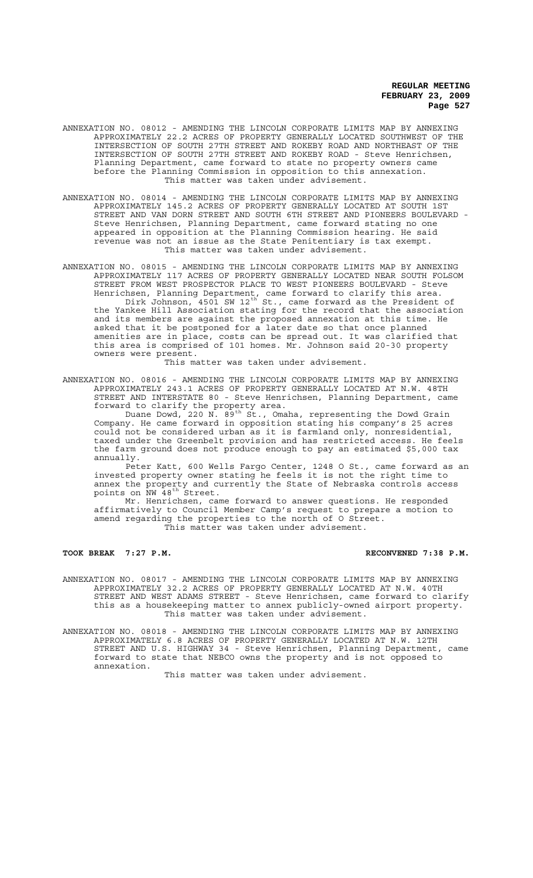ANNEXATION NO. 08012 - AMENDING THE LINCOLN CORPORATE LIMITS MAP BY ANNEXING APPROXIMATELY 22.2 ACRES OF PROPERTY GENERALLY LOCATED SOUTHWEST OF THE INTERSECTION OF SOUTH 27TH STREET AND ROKEBY ROAD AND NORTHEAST OF THE INTERSECTION OF SOUTH 27TH STREET AND ROKEBY ROAD - Steve Henrichsen, Planning Department, came forward to state no property owners came before the Planning Commission in opposition to this annexation.

This matter was taken under advisement.

ANNEXATION NO. 08014 - AMENDING THE LINCOLN CORPORATE LIMITS MAP BY ANNEXING APPROXIMATELY 145.2 ACRES OF PROPERTY GENERALLY LOCATED AT SOUTH 1ST STREET AND VAN DORN STREET AND SOUTH 6TH STREET AND PIONEERS BOULEVARD - Steve Henrichsen, Planning Department, came forward stating no one appeared in opposition at the Planning Commission hearing. He said revenue was not an issue as the State Penitentiary is tax exempt.

This matter was taken under advisement.

ANNEXATION NO. 08015 - AMENDING THE LINCOLN CORPORATE LIMITS MAP BY ANNEXING APPROXIMATELY 117 ACRES OF PROPERTY GENERALLY LOCATED NEAR SOUTH FOLSOM STREET FROM WEST PROSPECTOR PLACE TO WEST PIONEERS BOULEVARD - Steve Henrichsen, Planning Department, came forward to clarify this area.

Dirk Johnson, 4501 SW 12th St., came forward as the President of the Yankee Hill Association stating for the record that the association and its members are against the proposed annexation at this time. He asked that it be postponed for a later date so that once planned amenities are in place, costs can be spread out. It was clarified that this area is comprised of 101 homes. Mr. Johnson said 20-30 property owners were present.

This matter was taken under advisement.

ANNEXATION NO. 08016 - AMENDING THE LINCOLN CORPORATE LIMITS MAP BY ANNEXING APPROXIMATELY 243.1 ACRES OF PROPERTY GENERALLY LOCATED AT N.W. 48TH STREET AND INTERSTATE 80 - Steve Henrichsen, Planning Department, came forward to clarify the property area.

Duane Dowd, 220 N. 89th St., Omaha, representing the Dowd Grain Company. He came forward in opposition stating his company's 25 acres could not be considered urban as it is farmland only, nonresidential, taxed under the Greenbelt provision and has restricted access. He feels the farm ground does not produce enough to pay an estimated $5,000 tax annually.

Peter Katt, 600 Wells Fargo Center, 1248 O St., came forward as an invested property owner stating he feels it is not the right time to annex the property and currently the State of Nebraska controls access points on NW 48th Street.

Mr. Henrichsen, came forward to answer questions. He responded affirmatively to Council Member Camp's request to prepare a motion to amend regarding the properties to the north of O Street.

This matter was taken under advisement.

**TOOK BREAK 7:27 P.M. RECONVENED 7:38 P.M.**

ANNEXATION NO. 08017 - AMENDING THE LINCOLN CORPORATE LIMITS MAP BY ANNEXING APPROXIMATELY 32.2 ACRES OF PROPERTY GENERALLY LOCATED AT N.W. 40TH STREET AND WEST ADAMS STREET - Steve Henrichsen, came forward to clarify this as a housekeeping matter to annex publicly-owned airport property.

This matter was taken under advisement.

ANNEXATION NO. 08018 - AMENDING THE LINCOLN CORPORATE LIMITS MAP BY ANNEXING APPROXIMATELY 6.8 ACRES OF PROPERTY GENERALLY LOCATED AT N.W. 12TH STREET AND U.S. HIGHWAY 34 - Steve Henrichsen, Planning Department, came forward to state that NEBCO owns the property and is not opposed to annexation.

This matter was taken under advisement.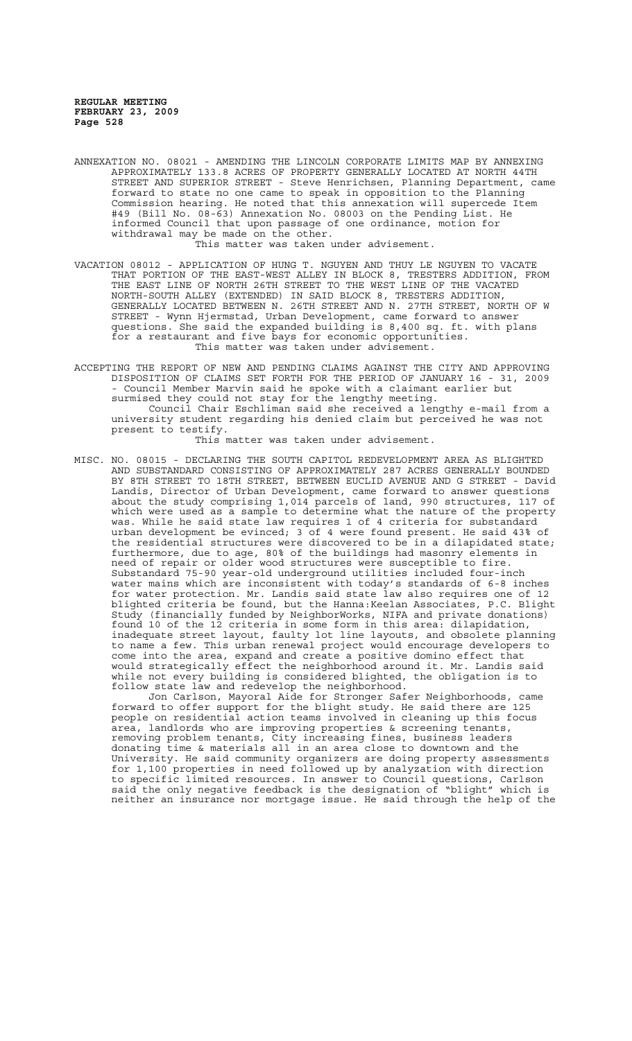ANNEXATION NO. 08021 - AMENDING THE LINCOLN CORPORATE LIMITS MAP BY ANNEXING APPROXIMATELY 133.8 ACRES OF PROPERTY GENERALLY LOCATED AT NORTH 44TH STREET AND SUPERIOR STREET - Steve Henrichsen, Planning Department, came forward to state no one came to speak in opposition to the Planning Commission hearing. He noted that this annexation will supercede Item #49 (Bill No. 08-63) Annexation No. 08003 on the Pending List. He informed Council that upon passage of one ordinance, motion for withdrawal may be made on the other.

This matter was taken under advisement.

VACATION 08012 - APPLICATION OF HUNG T. NGUYEN AND THUY LE NGUYEN TO VACATE THAT PORTION OF THE EAST-WEST ALLEY IN BLOCK 8, TRESTERS ADDITION, FROM THE EAST LINE OF NORTH 26TH STREET TO THE WEST LINE OF THE VACATED NORTH-SOUTH ALLEY (EXTENDED) IN SAID BLOCK 8, TRESTERS ADDITION, GENERALLY LOCATED BETWEEN N. 26TH STREET AND N. 27TH STREET, NORTH OF W STREET - Wynn Hjermstad, Urban Development, came forward to answer questions. She said the expanded building is 8,400 sq. ft. with plans for a restaurant and five bays for economic opportunities.

This matter was taken under advisement.

ACCEPTING THE REPORT OF NEW AND PENDING CLAIMS AGAINST THE CITY AND APPROVING DISPOSITION OF CLAIMS SET FORTH FOR THE PERIOD OF JANUARY 16 - 31, 2009 - Council Member Marvin said he spoke with a claimant earlier but surmised they could not stay for the lengthy meeting.

Council Chair Eschliman said she received a lengthy e-mail from a university student regarding his denied claim but perceived he was not present to testify.

This matter was taken under advisement.

MISC. NO. 08015 - DECLARING THE SOUTH CAPITOL REDEVELOPMENT AREA AS BLIGHTED AND SUBSTANDARD CONSISTING OF APPROXIMATELY 287 ACRES GENERALLY BOUNDED BY 8TH STREET TO 18TH STREET, BETWEEN EUCLID AVENUE AND G STREET - David Landis, Director of Urban Development, came forward to answer questions about the study comprising 1,014 parcels of land, 990 structures, 117 of which were used as a sample to determine what the nature of the property was. While he said state law requires 1 of 4 criteria for substandard urban development be evinced; 3 of 4 were found present. He said 43% of the residential structures were discovered to be in a dilapidated state; furthermore, due to age, 80% of the buildings had masonry elements in need of repair or older wood structures were susceptible to fire. Substandard 75-90 year-old underground utilities included four-inch water mains which are inconsistent with today's standards of 6-8 inches for water protection. Mr. Landis said state law also requires one of 12 blighted criteria be found, but the Hanna:Keelan Associates, P.C. Blight Study (financially funded by NeighborWorks, NIFA and private donations) found 10 of the 12 criteria in some form in this area: dilapidation, inadequate street layout, faulty lot line layouts, and obsolete planning to name a few. This urban renewal project would encourage developers to come into the area, expand and create a positive domino effect that would strategically effect the neighborhood around it. Mr. Landis said while not every building is considered blighted, the obligation is to follow state law and redevelop the neighborhood.

Jon Carlson, Mayoral Aide for Stronger Safer Neighborhoods, came forward to offer support for the blight study. He said there are 125 people on residential action teams involved in cleaning up this focus area, landlords who are improving properties & screening tenants, removing problem tenants, City increasing fines, business leaders donating time & materials all in an area close to downtown and the University. He said community organizers are doing property assessments for 1,100 properties in need followed up by analyzation with direction to specific limited resources. In answer to Council questions, Carlson said the only negative feedback is the designation of "blight" which is neither an insurance nor mortgage issue. He said through the help of the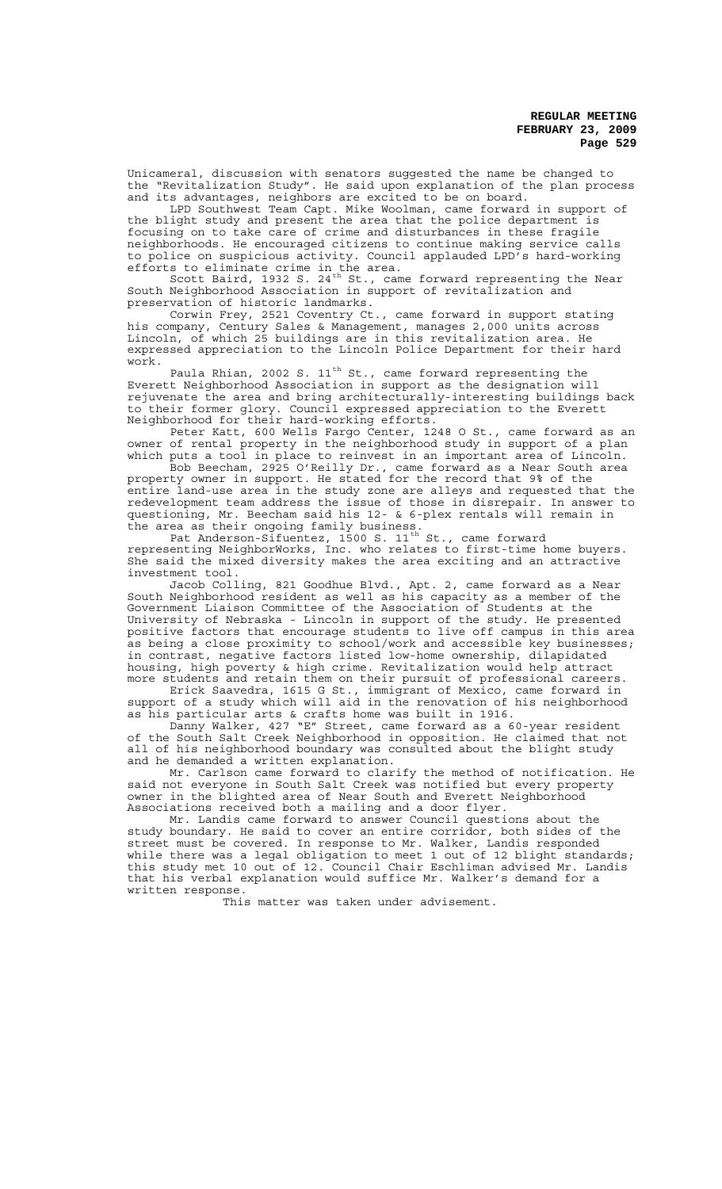Unicameral, discussion with senators suggested the name be changed to the "Revitalization Study". He said upon explanation of the plan process and its advantages, neighbors are excited to be on board.

LPD Southwest Team Capt. Mike Woolman, came forward in support of the blight study and present the area that the police department is focusing on to take care of crime and disturbances in these fragile neighborhoods. He encouraged citizens to continue making service calls to police on suspicious activity. Council applauded LPD's hard-working efforts to eliminate crime in the area.

Scott Baird, 1932 S. 24th St., came forward representing the Near South Neighborhood Association in support of revitalization and preservation of historic landmarks.

Corwin Frey, 2521 Coventry Ct., came forward in support stating his company, Century Sales & Management, manages 2,000 units across Lincoln, of which 25 buildings are in this revitalization area. He expressed appreciation to the Lincoln Police Department for their hard work.

Paula Rhian, 2002 S. 11th St., came forward representing the Everett Neighborhood Association in support as the designation will rejuvenate the area and bring architecturally-interesting buildings back to their former glory. Council expressed appreciation to the Everett Neighborhood for their hard-working efforts.

Peter Katt, 600 Wells Fargo Center, 1248 O St., came forward as an owner of rental property in the neighborhood study in support of a plan which puts a tool in place to reinvest in an important area of Lincoln.

Bob Beecham, 2925 O'Reilly Dr., came forward as a Near South area property owner in support. He stated for the record that 9% of the entire land-use area in the study zone are alleys and requested that the redevelopment team address the issue of those in disrepair. In answer to questioning, Mr. Beecham said his 12- & 6-plex rentals will remain in the area as their ongoing family business.

Pat Anderson-Sifuentez, 1500 S. 11th St., came forward representing NeighborWorks, Inc. who relates to first-time home buyers. She said the mixed diversity makes the area exciting and an attractive investment tool.

Jacob Colling, 821 Goodhue Blvd., Apt. 2, came forward as a Near South Neighborhood resident as well as his capacity as a member of the Government Liaison Committee of the Association of Students at the University of Nebraska - Lincoln in support of the study. He presented positive factors that encourage students to live off campus in this area as being a close proximity to school/work and accessible key businesses; in contrast, negative factors listed low-home ownership, dilapidated housing, high poverty & high crime. Revitalization would help attract more students and retain them on their pursuit of professional careers.

Erick Saavedra, 1615 G St., immigrant of Mexico, came forward in support of a study which will aid in the renovation of his neighborhood as his particular arts & crafts home was built in 1916.

Danny Walker, 427 "E" Street, came forward as a 60-year resident of the South Salt Creek Neighborhood in opposition. He claimed that not all of his neighborhood boundary was consulted about the blight study and he demanded a written explanation.

Mr. Carlson came forward to clarify the method of notification. He said not everyone in South Salt Creek was notified but every property owner in the blighted area of Near South and Everett Neighborhood Associations received both a mailing and a door flyer.

Mr. Landis came forward to answer Council questions about the study boundary. He said to cover an entire corridor, both sides of the street must be covered. In response to Mr. Walker, Landis responded while there was a legal obligation to meet 1 out of 12 blight standards; this study met 10 out of 12. Council Chair Eschliman advised Mr. Landis that his verbal explanation would suffice Mr. Walker's demand for a written response.

This matter was taken under advisement.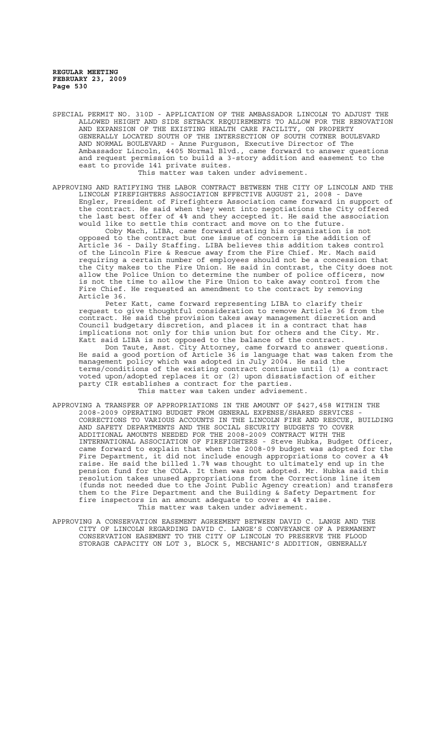SPECIAL PERMIT NO. 310D - APPLICATION OF THE AMBASSADOR LINCOLN TO ADJUST THE ALLOWED HEIGHT AND SIDE SETBACK REQUIREMENTS TO ALLOW FOR THE RENOVATION AND EXPANSION OF THE EXISTING HEALTH CARE FACILITY, ON PROPERTY GENERALLY LOCATED SOUTH OF THE INTERSECTION OF SOUTH COTNER BOULEVARD AND NORMAL BOULEVARD - Anne Furguson, Executive Director of The Ambassador Lincoln, 4405 Normal Blvd., came forward to answer questions and request permission to build a 3-story addition and easement to the east to provide 141 private suites.

This matter was taken under advisement.

APPROVING AND RATIFYING THE LABOR CONTRACT BETWEEN THE CITY OF LINCOLN AND THE LINCOLN FIREFIGHTERS ASSOCIATION EFFECTIVE AUGUST 21, 2008 - Dave Engler, President of Firefighters Association came forward in support of the contract. He said when they went into negotiations the City offered the last best offer of 4% and they accepted it. He said the association would like to settle this contract and move on to the future.

Coby Mach, LIBA, came forward stating his organization is not opposed to the contract but one issue of concern is the addition of Article 36 - Daily Staffing. LIBA believes this addition takes control of the Lincoln Fire & Rescue away from the Fire Chief. Mr. Mach said requiring a certain number of employees should not be a concession that the City makes to the Fire Union. He said in contrast, the City does not allow the Police Union to determine the number of police officers, now is not the time to allow the Fire Union to take away control from the Fire Chief. He requested an amendment to the contract by removing Article 36.

Peter Katt, came forward representing LIBA to clarify their request to give thoughtful consideration to remove Article 36 from the contract. He said the provision takes away management discretion and Council budgetary discretion, and places it in a contract that has implications not only for this union but for others and the City. Mr. Katt said LIBA is not opposed to the balance of the contract.

Don Taute, Asst. City Attorney, came forward to answer questions. He said a good portion of Article 36 is language that was taken from the management policy which was adopted in July 2004. He said the terms/conditions of the existing contract continue until (1) a contract voted upon/adopted replaces it or (2) upon dissatisfaction of either party CIR establishes a contract for the parties.

This matter was taken under advisement.

APPROVING A TRANSFER OF APPROPRIATIONS IN THE AMOUNT OF $427,458 WITHIN THE 2008-2009 OPERATING BUDGET FROM GENERAL EXPENSE/SHARED SERVICES - CORRECTIONS TO VARIOUS ACCOUNTS IN THE LINCOLN FIRE AND RESCUE, BUILDING AND SAFETY DEPARTMENTS AND THE SOCIAL SECURITY BUDGETS TO COVER ADDITIONAL AMOUNTS NEEDED FOR THE 2008-2009 CONTRACT WITH THE INTERNATIONAL ASSOCIATION OF FIREFIGHTERS - Steve Hubka, Budget Officer, came forward to explain that when the 2008-09 budget was adopted for the Fire Department, it did not include enough appropriations to cover a 4% raise. He said the billed 1.7% was thought to ultimately end up in the pension fund for the COLA. It then was not adopted. Mr. Hubka said this resolution takes unused appropriations from the Corrections line item (funds not needed due to the Joint Public Agency creation) and transfers them to the Fire Department and the Building & Safety Department for fire inspectors in an amount adequate to cover a 4% raise.

This matter was taken under advisement.

APPROVING A CONSERVATION EASEMENT AGREEMENT BETWEEN DAVID C. LANGE AND THE CITY OF LINCOLN REGARDING DAVID C. LANGE'S CONVEYANCE OF A PERMANENT CONSERVATION EASEMENT TO THE CITY OF LINCOLN TO PRESERVE THE FLOOD STORAGE CAPACITY ON LOT 3, BLOCK 5, MECHANIC'S ADDITION, GENERALLY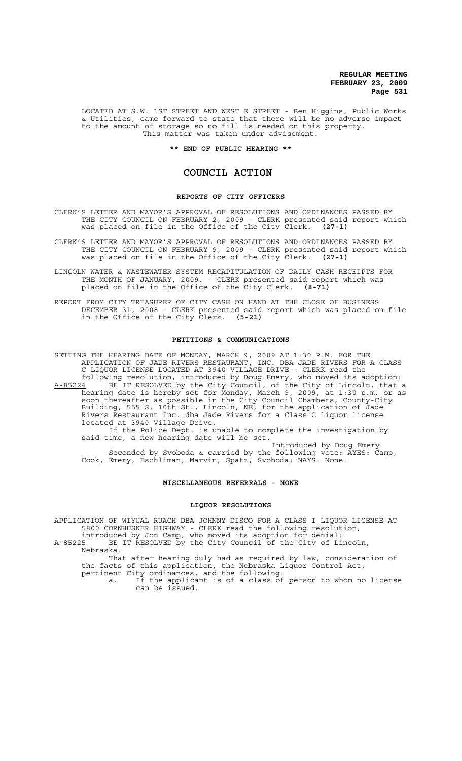LOCATED AT S.W. 1ST STREET AND WEST E STREET - Ben Higgins, Public Works & Utilities, came forward to state that there will be no adverse impact to the amount of storage so no fill is needed on this property.

This matter was taken under advisement.

**\*\* END OF PUBLIC HEARING \*\***

## COUNCIL ACTION

### REPORTS OF CITY OFFICERS

CLERK'S LETTER AND MAYOR'S APPROVAL OF RESOLUTIONS AND ORDINANCES PASSED BY THE CITY COUNCIL ON FEBRUARY 2, 2009 - CLERK presented said report which was placed on file in the Office of the City Clerk. **(27-1)**

CLERK'S LETTER AND MAYOR'S APPROVAL OF RESOLUTIONS AND ORDINANCES PASSED BY THE CITY COUNCIL ON FEBRUARY 9, 2009 - CLERK presented said report which was placed on file in the Office of the City Clerk. **(27-1)**

LINCOLN WATER & WASTEWATER SYSTEM RECAPITULATION OF DAILY CASH RECEIPTS FOR THE MONTH OF JANUARY, 2009. - CLERK presented said report which was placed on file in the Office of the City Clerk. **(8-71)**

REPORT FROM CITY TREASURER OF CITY CASH ON HAND AT THE CLOSE OF BUSINESS DECEMBER 31, 2008 - CLERK presented said report which was placed on file in the Office of the City Clerk. **(5-21)**

### PETITIONS & COMMUNICATIONS

SETTING THE HEARING DATE OF MONDAY, MARCH 9, 2009 AT 1:30 P.M. FOR THE APPLICATION OF JADE RIVERS RESTAURANT, INC. DBA JADE RIVERS FOR A CLASS C LIQUOR LICENSE LOCATED AT 3940 VILLAGE DRIVE - CLERK read the following resolution, introduced by Doug Emery, who moved its adoption:

A-85224 BE IT RESOLVED by the City Council, of the City of Lincoln, that a hearing date is hereby set for Monday, March 9, 2009, at 1:30 p.m. or as soon thereafter as possible in the City Council Chambers, County-City Building, 555 S. 10th St., Lincoln, NE, for the application of Jade Rivers Restaurant Inc. dba Jade Rivers for a Class C liquor license located at 3940 Village Drive.

If the Police Dept. is unable to complete the investigation by said time, a new hearing date will be set.

Introduced by Doug Emery

Seconded by Svoboda & carried by the following vote: AYES: Camp, Cook, Emery, Eschliman, Marvin, Spatz, Svoboda; NAYS: None.

### MISCELLANEOUS REFERRALS - NONE

### LIQUOR RESOLUTIONS

APPLICATION OF WIYUAL RUACH DBA JOHNNY DISCO FOR A CLASS I LIQUOR LICENSE AT 5800 CORNHUSKER HIGHWAY - CLERK read the following resolution, introduced by Jon Camp, who moved its adoption for denial:

A-85225 BE IT RESOLVED by the City Council of the City of Lincoln, Nebraska:

That after hearing duly had as required by law, consideration of the facts of this application, the Nebraska Liquor Control Act, pertinent City ordinances, and the following:

a. If the applicant is of a class of person to whom no license can be issued.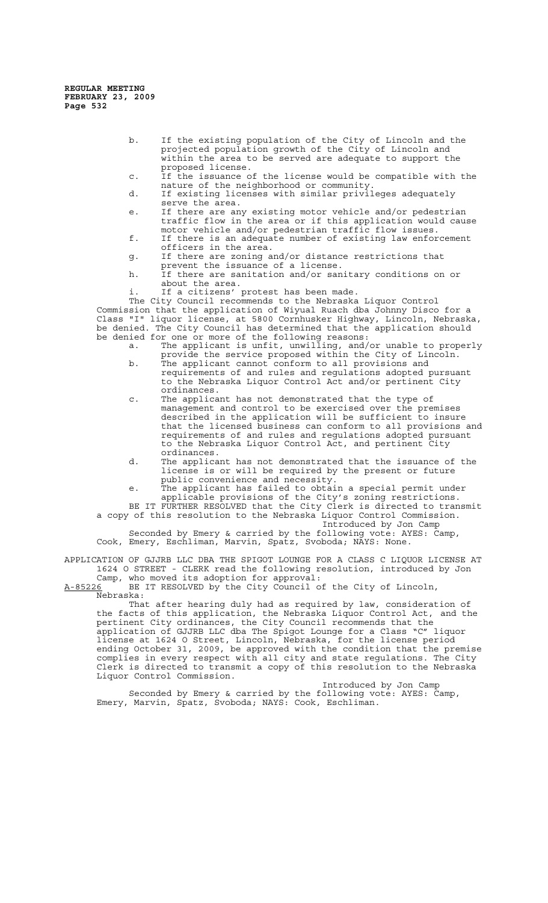b. If the existing population of the City of Lincoln and the projected population growth of the City of Lincoln and within the area to be served are adequate to support the proposed license.

c. If the issuance of the license would be compatible with the nature of the neighborhood or community.

d. If existing licenses with similar privileges adequately serve the area.

e. If there are any existing motor vehicle and/or pedestrian traffic flow in the area or if this application would cause motor vehicle and/or pedestrian traffic flow issues.

f. If there is an adequate number of existing law enforcement officers in the area.

g. If there are zoning and/or distance restrictions that prevent the issuance of a license.

h. If there are sanitation and/or sanitary conditions on or about the area.

i. If a citizens' protest has been made.

The City Council recommends to the Nebraska Liquor Control Commission that the application of Wiyual Ruach dba Johnny Disco for a Class "I" liquor license, at 5800 Cornhusker Highway, Lincoln, Nebraska, be denied. The City Council has determined that the application should be denied for one or more of the following reasons:

a. The applicant is unfit, unwilling, and/or unable to properly provide the service proposed within the City of Lincoln.

b. The applicant cannot conform to all provisions and requirements of and rules and regulations adopted pursuant to the Nebraska Liquor Control Act and/or pertinent City ordinances.

c. The applicant has not demonstrated that the type of management and control to be exercised over the premises described in the application will be sufficient to insure that the licensed business can conform to all provisions and requirements of and rules and regulations adopted pursuant to the Nebraska Liquor Control Act, and pertinent City ordinances.

d. The applicant has not demonstrated that the issuance of the license is or will be required by the present or future public convenience and necessity.

e. The applicant has failed to obtain a special permit under applicable provisions of the City's zoning restrictions.

BE IT FURTHER RESOLVED that the City Clerk is directed to transmit a copy of this resolution to the Nebraska Liquor Control Commission.

Introduced by Jon Camp

Seconded by Emery & carried by the following vote: AYES: Camp, Cook, Emery, Eschliman, Marvin, Spatz, Svoboda; NAYS: None.

APPLICATION OF GJJRB LLC DBA THE SPIGOT LOUNGE FOR A CLASS C LIQUOR LICENSE AT 1624 O STREET - CLERK read the following resolution, introduced by Jon Camp, who moved its adoption for approval:

A-85226 BE IT RESOLVED by the City Council of the City of Lincoln, Nebraska:

That after hearing duly had as required by law, consideration of the facts of this application, the Nebraska Liquor Control Act, and the pertinent City ordinances, the City Council recommends that the application of GJJRB LLC dba The Spigot Lounge for a Class "C" liquor license at 1624 O Street, Lincoln, Nebraska, for the license period ending October 31, 2009, be approved with the condition that the premise complies in every respect with all city and state regulations. The City Clerk is directed to transmit a copy of this resolution to the Nebraska Liquor Control Commission.

Introduced by Jon Camp

Seconded by Emery & carried by the following vote: AYES: Camp, Emery, Marvin, Spatz, Svoboda; NAYS: Cook, Eschliman.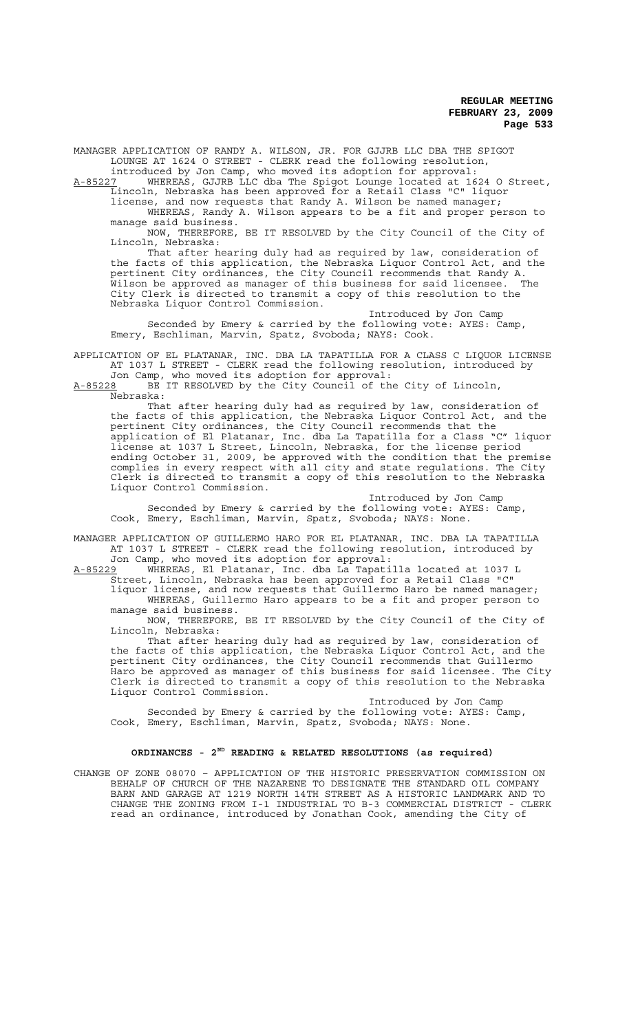MANAGER APPLICATION OF RANDY A. WILSON, JR. FOR GJJRB LLC DBA THE SPIGOT LOUNGE AT 1624 O STREET - CLERK read the following resolution, introduced by Jon Camp, who moved its adoption for approval:

A-85227 WHEREAS, GJJRB LLC dba The Spigot Lounge located at 1624 O Street, Lincoln, Nebraska has been approved for a Retail Class "C" liquor license, and now requests that Randy A. Wilson be named manager;

WHEREAS, Randy A. Wilson appears to be a fit and proper person to manage said business.

NOW, THEREFORE, BE IT RESOLVED by the City Council of the City of Lincoln, Nebraska:

That after hearing duly had as required by law, consideration of the facts of this application, the Nebraska Liquor Control Act, and the pertinent City ordinances, the City Council recommends that Randy A. Wilson be approved as manager of this business for said licensee. The City Clerk is directed to transmit a copy of this resolution to the Nebraska Liquor Control Commission.

Introduced by Jon Camp

Seconded by Emery & carried by the following vote: AYES: Camp, Emery, Eschliman, Marvin, Spatz, Svoboda; NAYS: Cook.

APPLICATION OF EL PLATANAR, INC. DBA LA TAPATILLA FOR A CLASS C LIQUOR LICENSE AT 1037 L STREET - CLERK read the following resolution, introduced by Jon Camp, who moved its adoption for approval:

A-85228 BE IT RESOLVED by the City Council of the City of Lincoln, Nebraska:

That after hearing duly had as required by law, consideration of the facts of this application, the Nebraska Liquor Control Act, and the pertinent City ordinances, the City Council recommends that the application of El Platanar, Inc. dba La Tapatilla for a Class "C" liquor license at 1037 L Street, Lincoln, Nebraska, for the license period ending October 31, 2009, be approved with the condition that the premise complies in every respect with all city and state regulations. The City Clerk is directed to transmit a copy of this resolution to the Nebraska Liquor Control Commission.

Introduced by Jon Camp

Seconded by Emery & carried by the following vote: AYES: Camp, Cook, Emery, Eschliman, Marvin, Spatz, Svoboda; NAYS: None.

MANAGER APPLICATION OF GUILLERMO HARO FOR EL PLATANAR, INC. DBA LA TAPATILLA AT 1037 L STREET - CLERK read the following resolution, introduced by Jon Camp, who moved its adoption for approval:

A-85229 WHEREAS, El Platanar, Inc. dba La Tapatilla located at 1037 L Street, Lincoln, Nebraska has been approved for a Retail Class "C" liquor license, and now requests that Guillermo Haro be named manager;

WHEREAS, Guillermo Haro appears to be a fit and proper person to manage said business.

NOW, THEREFORE, BE IT RESOLVED by the City Council of the City of Lincoln, Nebraska:

That after hearing duly had as required by law, consideration of the facts of this application, the Nebraska Liquor Control Act, and the pertinent City ordinances, the City Council recommends that Guillermo Haro be approved as manager of this business for said licensee. The City Clerk is directed to transmit a copy of this resolution to the Nebraska Liquor Control Commission.

Introduced by Jon Camp

Seconded by Emery & carried by the following vote: AYES: Camp, Cook, Emery, Eschliman, Marvin, Spatz, Svoboda; NAYS: None.

## ORDINANCES - 2ND READING & RELATED RESOLUTIONS (as required)

CHANGE OF ZONE 08070 – APPLICATION OF THE HISTORIC PRESERVATION COMMISSION ON BEHALF OF CHURCH OF THE NAZARENE TO DESIGNATE THE STANDARD OIL COMPANY BARN AND GARAGE AT 1219 NORTH 14TH STREET AS A HISTORIC LANDMARK AND TO CHANGE THE ZONING FROM I-1 INDUSTRIAL TO B-3 COMMERCIAL DISTRICT - CLERK read an ordinance, introduced by Jonathan Cook, amending the City of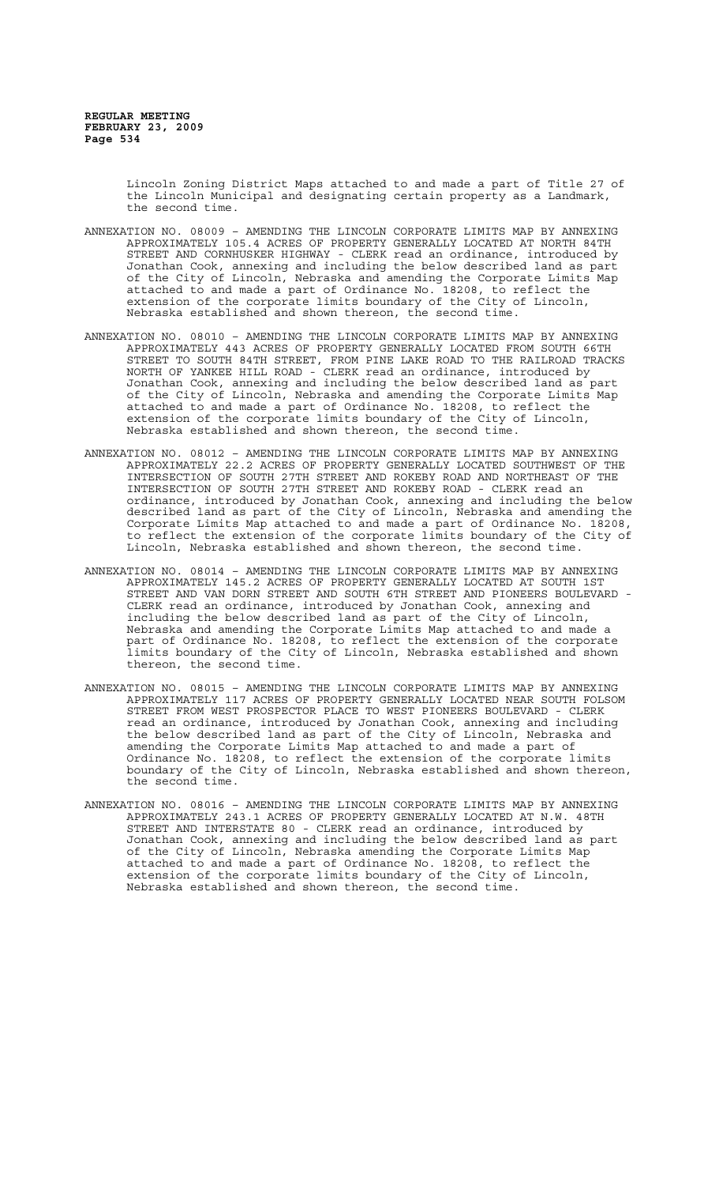Lincoln Zoning District Maps attached to and made a part of Title 27 of the Lincoln Municipal and designating certain property as a Landmark, the second time.

ANNEXATION NO. 08009 – AMENDING THE LINCOLN CORPORATE LIMITS MAP BY ANNEXING APPROXIMATELY 105.4 ACRES OF PROPERTY GENERALLY LOCATED AT NORTH 84TH STREET AND CORNHUSKER HIGHWAY - CLERK read an ordinance, introduced by Jonathan Cook, annexing and including the below described land as part of the City of Lincoln, Nebraska and amending the Corporate Limits Map attached to and made a part of Ordinance No. 18208, to reflect the extension of the corporate limits boundary of the City of Lincoln, Nebraska established and shown thereon, the second time.

ANNEXATION NO. 08010 – AMENDING THE LINCOLN CORPORATE LIMITS MAP BY ANNEXING APPROXIMATELY 443 ACRES OF PROPERTY GENERALLY LOCATED FROM SOUTH 66TH STREET TO SOUTH 84TH STREET, FROM PINE LAKE ROAD TO THE RAILROAD TRACKS NORTH OF YANKEE HILL ROAD - CLERK read an ordinance, introduced by Jonathan Cook, annexing and including the below described land as part of the City of Lincoln, Nebraska and amending the Corporate Limits Map attached to and made a part of Ordinance No. 18208, to reflect the extension of the corporate limits boundary of the City of Lincoln, Nebraska established and shown thereon, the second time.

ANNEXATION NO. 08012 – AMENDING THE LINCOLN CORPORATE LIMITS MAP BY ANNEXING APPROXIMATELY 22.2 ACRES OF PROPERTY GENERALLY LOCATED SOUTHWEST OF THE INTERSECTION OF SOUTH 27TH STREET AND ROKEBY ROAD AND NORTHEAST OF THE INTERSECTION OF SOUTH 27TH STREET AND ROKEBY ROAD - CLERK read an ordinance, introduced by Jonathan Cook, annexing and including the below described land as part of the City of Lincoln, Nebraska and amending the Corporate Limits Map attached to and made a part of Ordinance No. 18208, to reflect the extension of the corporate limits boundary of the City of Lincoln, Nebraska established and shown thereon, the second time.

ANNEXATION NO. 08014 – AMENDING THE LINCOLN CORPORATE LIMITS MAP BY ANNEXING APPROXIMATELY 145.2 ACRES OF PROPERTY GENERALLY LOCATED AT SOUTH 1ST STREET AND VAN DORN STREET AND SOUTH 6TH STREET AND PIONEERS BOULEVARD - CLERK read an ordinance, introduced by Jonathan Cook, annexing and including the below described land as part of the City of Lincoln, Nebraska and amending the Corporate Limits Map attached to and made a part of Ordinance No. 18208, to reflect the extension of the corporate limits boundary of the City of Lincoln, Nebraska established and shown thereon, the second time.

ANNEXATION NO. 08015 – AMENDING THE LINCOLN CORPORATE LIMITS MAP BY ANNEXING APPROXIMATELY 117 ACRES OF PROPERTY GENERALLY LOCATED NEAR SOUTH FOLSOM STREET FROM WEST PROSPECTOR PLACE TO WEST PIONEERS BOULEVARD - CLERK read an ordinance, introduced by Jonathan Cook, annexing and including the below described land as part of the City of Lincoln, Nebraska and amending the Corporate Limits Map attached to and made a part of Ordinance No. 18208, to reflect the extension of the corporate limits boundary of the City of Lincoln, Nebraska established and shown thereon, the second time.

ANNEXATION NO. 08016 – AMENDING THE LINCOLN CORPORATE LIMITS MAP BY ANNEXING APPROXIMATELY 243.1 ACRES OF PROPERTY GENERALLY LOCATED AT N.W. 48TH STREET AND INTERSTATE 80 - CLERK read an ordinance, introduced by Jonathan Cook, annexing and including the below described land as part of the City of Lincoln, Nebraska amending the Corporate Limits Map attached to and made a part of Ordinance No. 18208, to reflect the extension of the corporate limits boundary of the City of Lincoln, Nebraska established and shown thereon, the second time.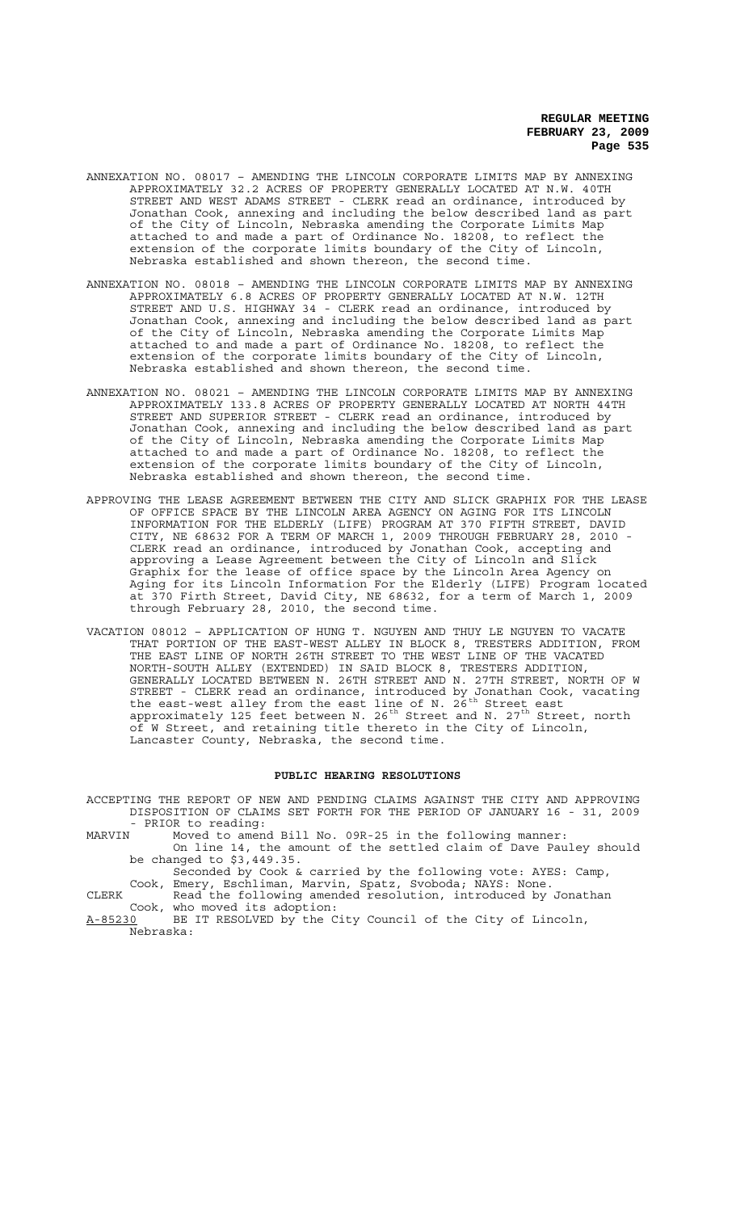ANNEXATION NO. 08017 – AMENDING THE LINCOLN CORPORATE LIMITS MAP BY ANNEXING APPROXIMATELY 32.2 ACRES OF PROPERTY GENERALLY LOCATED AT N.W. 40TH STREET AND WEST ADAMS STREET - CLERK read an ordinance, introduced by Jonathan Cook, annexing and including the below described land as part of the City of Lincoln, Nebraska amending the Corporate Limits Map attached to and made a part of Ordinance No. 18208, to reflect the extension of the corporate limits boundary of the City of Lincoln, Nebraska established and shown thereon, the second time.

ANNEXATION NO. 08018 – AMENDING THE LINCOLN CORPORATE LIMITS MAP BY ANNEXING APPROXIMATELY 6.8 ACRES OF PROPERTY GENERALLY LOCATED AT N.W. 12TH STREET AND U.S. HIGHWAY 34 - CLERK read an ordinance, introduced by Jonathan Cook, annexing and including the below described land as part of the City of Lincoln, Nebraska amending the Corporate Limits Map attached to and made a part of Ordinance No. 18208, to reflect the extension of the corporate limits boundary of the City of Lincoln, Nebraska established and shown thereon, the second time.

ANNEXATION NO. 08021 – AMENDING THE LINCOLN CORPORATE LIMITS MAP BY ANNEXING APPROXIMATELY 133.8 ACRES OF PROPERTY GENERALLY LOCATED AT NORTH 44TH STREET AND SUPERIOR STREET - CLERK read an ordinance, introduced by Jonathan Cook, annexing and including the below described land as part of the City of Lincoln, Nebraska amending the Corporate Limits Map attached to and made a part of Ordinance No. 18208, to reflect the extension of the corporate limits boundary of the City of Lincoln, Nebraska established and shown thereon, the second time.

APPROVING THE LEASE AGREEMENT BETWEEN THE CITY AND SLICK GRAPHIX FOR THE LEASE OF OFFICE SPACE BY THE LINCOLN AREA AGENCY ON AGING FOR ITS LINCOLN INFORMATION FOR THE ELDERLY (LIFE) PROGRAM AT 370 FIFTH STREET, DAVID CITY, NE 68632 FOR A TERM OF MARCH 1, 2009 THROUGH FEBRUARY 28, 2010 - CLERK read an ordinance, introduced by Jonathan Cook, accepting and approving a Lease Agreement between the City of Lincoln and Slick Graphix for the lease of office space by the Lincoln Area Agency on Aging for its Lincoln Information For the Elderly (LIFE) Program located at 370 Firth Street, David City, NE 68632, for a term of March 1, 2009 through February 28, 2010, the second time.

VACATION 08012 – APPLICATION OF HUNG T. NGUYEN AND THUY LE NGUYEN TO VACATE THAT PORTION OF THE EAST-WEST ALLEY IN BLOCK 8, TRESTERS ADDITION, FROM THE EAST LINE OF NORTH 26TH STREET TO THE WEST LINE OF THE VACATED NORTH-SOUTH ALLEY (EXTENDED) IN SAID BLOCK 8, TRESTERS ADDITION, GENERALLY LOCATED BETWEEN N. 26TH STREET AND N. 27TH STREET, NORTH OF W STREET - CLERK read an ordinance, introduced by Jonathan Cook, vacating the east-west alley from the east line of N. 26th Street east approximately 125 feet between N. 26th Street and N. 27th Street, north of W Street, and retaining title thereto in the City of Lincoln, Lancaster County, Nebraska, the second time.

## PUBLIC HEARING RESOLUTIONS

ACCEPTING THE REPORT OF NEW AND PENDING CLAIMS AGAINST THE CITY AND APPROVING DISPOSITION OF CLAIMS SET FORTH FOR THE PERIOD OF JANUARY 16 - 31, 2009 - PRIOR to reading:

MARVIN Moved to amend Bill No. 09R-25 in the following manner:
On line 14, the amount of the settled claim of Dave Pauley should be changed to $3,449.35.
Seconded by Cook & carried by the following vote: AYES: Camp, Cook, Emery, Eschliman, Marvin, Spatz, Svoboda; NAYS: None.

CLERK Read the following amended resolution, introduced by Jonathan Cook, who moved its adoption:

A-85230 BE IT RESOLVED by the City Council of the City of Lincoln, Nebraska: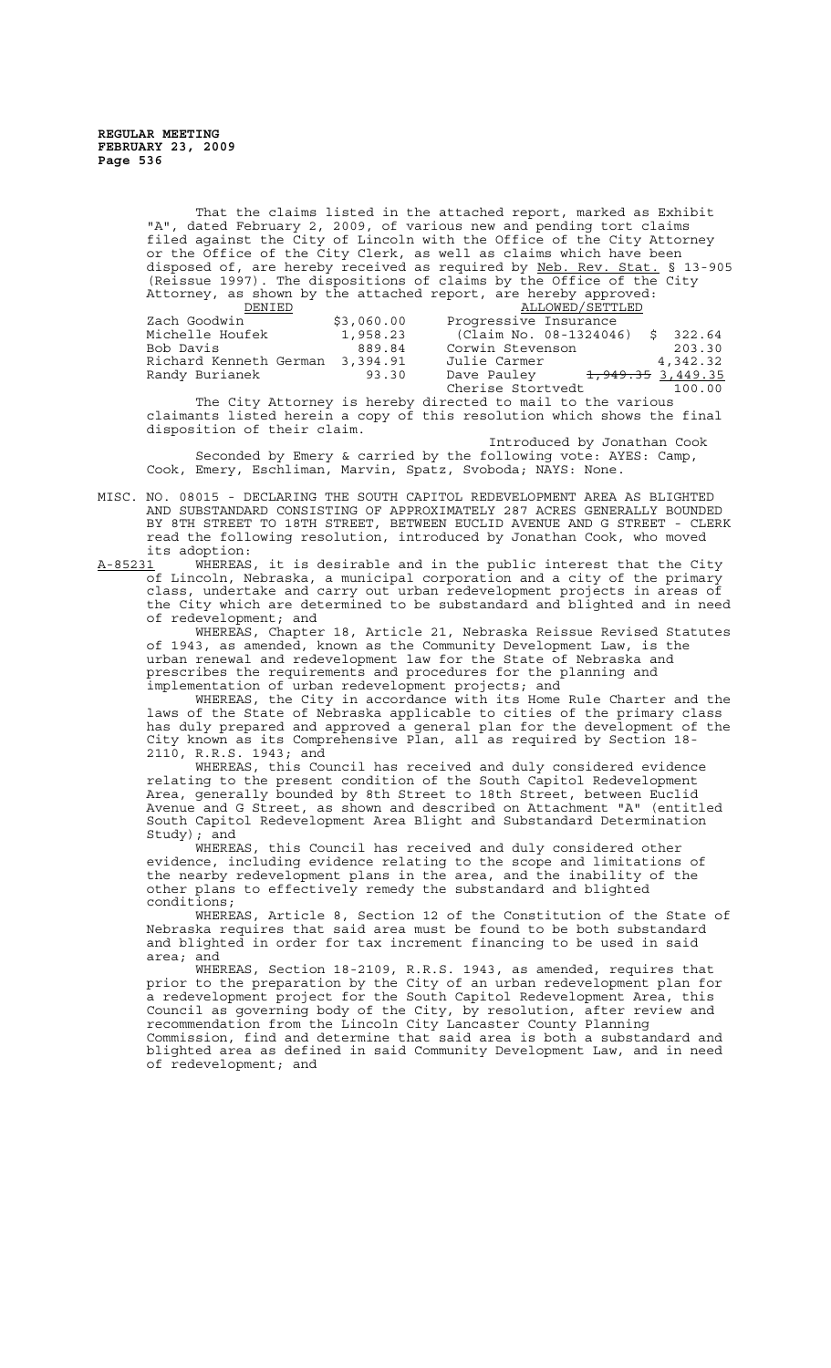That the claims listed in the attached report, marked as Exhibit "A", dated February 2, 2009, of various new and pending tort claims filed against the City of Lincoln with the Office of the City Attorney or the Office of the City Clerk, as well as claims which have been disposed of, are hereby received as required by Neb. Rev. Stat. § 13-905 (Reissue 1997). The dispositions of claims by the Office of the City Attorney, as shown by the attached report, are hereby approved:

| DENIED | | ALLOWED/SETTLED | |
|---|---|---|---|
| Zach Goodwin | $3,060.00 | Progressive Insurance | |
| Michelle Houfek | 1,958.23 | (Claim No. 08-1324046) | $ 322.64 |
| Bob Davis | 889.84 | Corwin Stevenson | 203.30 |
| Richard Kenneth German | 3,394.91 | Julie Carmer | 4,342.32 |
| Randy Burianek | 93.30 | Dave Pauley | ~~1,949.35~~ 3,449.35 |
| | | Cherise Stortvedt | 100.00 |

The City Attorney is hereby directed to mail to the various claimants listed herein a copy of this resolution which shows the final disposition of their claim.

Introduced by Jonathan Cook

Seconded by Emery & carried by the following vote: AYES: Camp, Cook, Emery, Eschliman, Marvin, Spatz, Svoboda; NAYS: None.

MISC. NO. 08015 - DECLARING THE SOUTH CAPITOL REDEVELOPMENT AREA AS BLIGHTED AND SUBSTANDARD CONSISTING OF APPROXIMATELY 287 ACRES GENERALLY BOUNDED BY 8TH STREET TO 18TH STREET, BETWEEN EUCLID AVENUE AND G STREET - CLERK read the following resolution, introduced by Jonathan Cook, who moved its adoption:

A-85231 WHEREAS, it is desirable and in the public interest that the City of Lincoln, Nebraska, a municipal corporation and a city of the primary class, undertake and carry out urban redevelopment projects in areas of the City which are determined to be substandard and blighted and in need of redevelopment; and

WHEREAS, Chapter 18, Article 21, Nebraska Reissue Revised Statutes of 1943, as amended, known as the Community Development Law, is the urban renewal and redevelopment law for the State of Nebraska and prescribes the requirements and procedures for the planning and implementation of urban redevelopment projects; and

WHEREAS, the City in accordance with its Home Rule Charter and the laws of the State of Nebraska applicable to cities of the primary class has duly prepared and approved a general plan for the development of the City known as its Comprehensive Plan, all as required by Section 18-2110, R.R.S. 1943; and

WHEREAS, this Council has received and duly considered evidence relating to the present condition of the South Capitol Redevelopment Area, generally bounded by 8th Street to 18th Street, between Euclid Avenue and G Street, as shown and described on Attachment "A" (entitled South Capitol Redevelopment Area Blight and Substandard Determination Study); and

WHEREAS, this Council has received and duly considered other evidence, including evidence relating to the scope and limitations of the nearby redevelopment plans in the area, and the inability of the other plans to effectively remedy the substandard and blighted conditions;

WHEREAS, Article 8, Section 12 of the Constitution of the State of Nebraska requires that said area must be found to be both substandard and blighted in order for tax increment financing to be used in said area; and

WHEREAS, Section 18-2109, R.R.S. 1943, as amended, requires that prior to the preparation by the City of an urban redevelopment plan for a redevelopment project for the South Capitol Redevelopment Area, this Council as governing body of the City, by resolution, after review and recommendation from the Lincoln City Lancaster County Planning Commission, find and determine that said area is both a substandard and blighted area as defined in said Community Development Law, and in need of redevelopment; and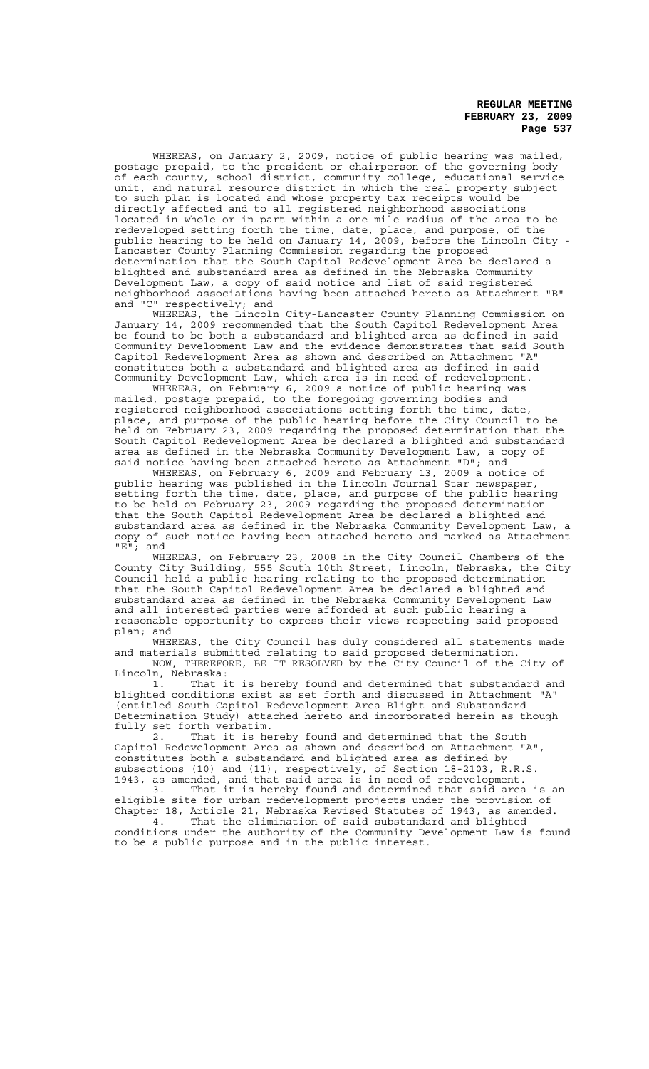WHEREAS, on January 2, 2009, notice of public hearing was mailed, postage prepaid, to the president or chairperson of the governing body of each county, school district, community college, educational service unit, and natural resource district in which the real property subject to such plan is located and whose property tax receipts would be directly affected and to all registered neighborhood associations located in whole or in part within a one mile radius of the area to be redeveloped setting forth the time, date, place, and purpose, of the public hearing to be held on January 14, 2009, before the Lincoln City - Lancaster County Planning Commission regarding the proposed determination that the South Capitol Redevelopment Area be declared a blighted and substandard area as defined in the Nebraska Community Development Law, a copy of said notice and list of said registered neighborhood associations having been attached hereto as Attachment "B" and "C" respectively; and

WHEREAS, the Lincoln City-Lancaster County Planning Commission on January 14, 2009 recommended that the South Capitol Redevelopment Area be found to be both a substandard and blighted area as defined in said Community Development Law and the evidence demonstrates that said South Capitol Redevelopment Area as shown and described on Attachment "A" constitutes both a substandard and blighted area as defined in said Community Development Law, which area is in need of redevelopment.

WHEREAS, on February 6, 2009 a notice of public hearing was mailed, postage prepaid, to the foregoing governing bodies and registered neighborhood associations setting forth the time, date, place, and purpose of the public hearing before the City Council to be held on February 23, 2009 regarding the proposed determination that the South Capitol Redevelopment Area be declared a blighted and substandard area as defined in the Nebraska Community Development Law, a copy of said notice having been attached hereto as Attachment "D"; and

WHEREAS, on February 6, 2009 and February 13, 2009 a notice of public hearing was published in the Lincoln Journal Star newspaper, setting forth the time, date, place, and purpose of the public hearing to be held on February 23, 2009 regarding the proposed determination that the South Capitol Redevelopment Area be declared a blighted and substandard area as defined in the Nebraska Community Development Law, a copy of such notice having been attached hereto and marked as Attachment "E"; and

WHEREAS, on February 23, 2008 in the City Council Chambers of the County City Building, 555 South 10th Street, Lincoln, Nebraska, the City Council held a public hearing relating to the proposed determination that the South Capitol Redevelopment Area be declared a blighted and substandard area as defined in the Nebraska Community Development Law and all interested parties were afforded at such public hearing a reasonable opportunity to express their views respecting said proposed plan; and

WHEREAS, the City Council has duly considered all statements made and materials submitted relating to said proposed determination.

NOW, THEREFORE, BE IT RESOLVED by the City Council of the City of Lincoln, Nebraska:

1. That it is hereby found and determined that substandard and blighted conditions exist as set forth and discussed in Attachment "A" (entitled South Capitol Redevelopment Area Blight and Substandard Determination Study) attached hereto and incorporated herein as though fully set forth verbatim.

2. That it is hereby found and determined that the South Capitol Redevelopment Area as shown and described on Attachment "A", constitutes both a substandard and blighted area as defined by subsections (10) and (11), respectively, of Section 18-2103, R.R.S. 1943, as amended, and that said area is in need of redevelopment.

3. That it is hereby found and determined that said area is an eligible site for urban redevelopment projects under the provision of Chapter 18, Article 21, Nebraska Revised Statutes of 1943, as amended.

4. That the elimination of said substandard and blighted conditions under the authority of the Community Development Law is found to be a public purpose and in the public interest.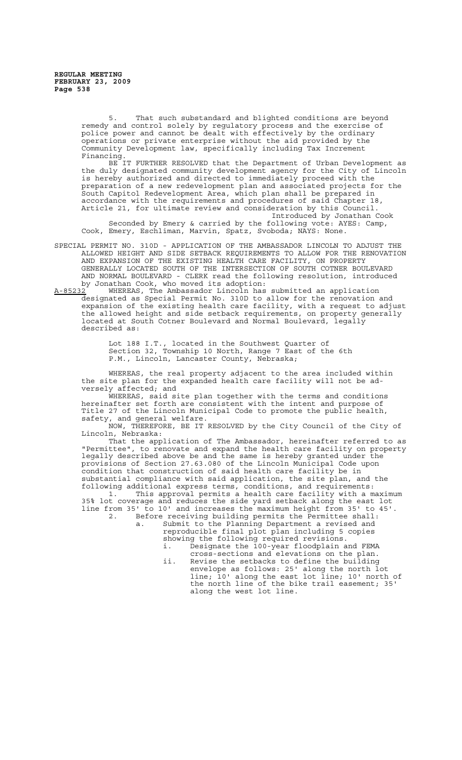5. That such substandard and blighted conditions are beyond remedy and control solely by regulatory process and the exercise of police power and cannot be dealt with effectively by the ordinary operations or private enterprise without the aid provided by the Community Development law, specifically including Tax Increment Financing.

BE IT FURTHER RESOLVED that the Department of Urban Development as the duly designated community development agency for the City of Lincoln is hereby authorized and directed to immediately proceed with the preparation of a new redevelopment plan and associated projects for the South Capitol Redevelopment Area, which plan shall be prepared in accordance with the requirements and procedures of said Chapter 18, Article 21, for ultimate review and consideration by this Council.

Introduced by Jonathan Cook

Seconded by Emery & carried by the following vote: AYES: Camp, Cook, Emery, Eschliman, Marvin, Spatz, Svoboda; NAYS: None.

SPECIAL PERMIT NO. 310D - APPLICATION OF THE AMBASSADOR LINCOLN TO ADJUST THE ALLOWED HEIGHT AND SIDE SETBACK REQUIREMENTS TO ALLOW FOR THE RENOVATION AND EXPANSION OF THE EXISTING HEALTH CARE FACILITY, ON PROPERTY GENERALLY LOCATED SOUTH OF THE INTERSECTION OF SOUTH COTNER BOULEVARD AND NORMAL BOULEVARD - CLERK read the following resolution, introduced by Jonathan Cook, who moved its adoption:

A-85232 WHEREAS, The Ambassador Lincoln has submitted an application designated as Special Permit No. 310D to allow for the renovation and expansion of the existing health care facility, with a request to adjust the allowed height and side setback requirements, on property generally located at South Cotner Boulevard and Normal Boulevard, legally described as:

> Lot 188 I.T., located in the Southwest Quarter of Section 32, Township 10 North, Range 7 East of the 6th P.M., Lincoln, Lancaster County, Nebraska;

WHEREAS, the real property adjacent to the area included within the site plan for the expanded health care facility will not be adversely affected; and

WHEREAS, said site plan together with the terms and conditions hereinafter set forth are consistent with the intent and purpose of Title 27 of the Lincoln Municipal Code to promote the public health, safety, and general welfare.

NOW, THEREFORE, BE IT RESOLVED by the City Council of the City of Lincoln, Nebraska:

That the application of The Ambassador, hereinafter referred to as "Permittee", to renovate and expand the health care facility on property legally described above be and the same is hereby granted under the provisions of Section 27.63.080 of the Lincoln Municipal Code upon condition that construction of said health care facility be in substantial compliance with said application, the site plan, and the following additional express terms, conditions, and requirements:

1. This approval permits a health care facility with a maximum 35% lot coverage and reduces the side yard setback along the east lot line from 35' to 10' and increases the maximum height from 35' to 45'.
2. Before receiving building permits the Permittee shall:
   a. Submit to the Planning Department a revised and reproducible final plot plan including 5 copies showing the following required revisions.
      i. Designate the 100-year floodplain and FEMA cross-sections and elevations on the plan.
      ii. Revise the setbacks to define the building envelope as follows: 25' along the north lot line; 10' along the east lot line; 10' north of the north line of the bike trail easement; 35' along the west lot line.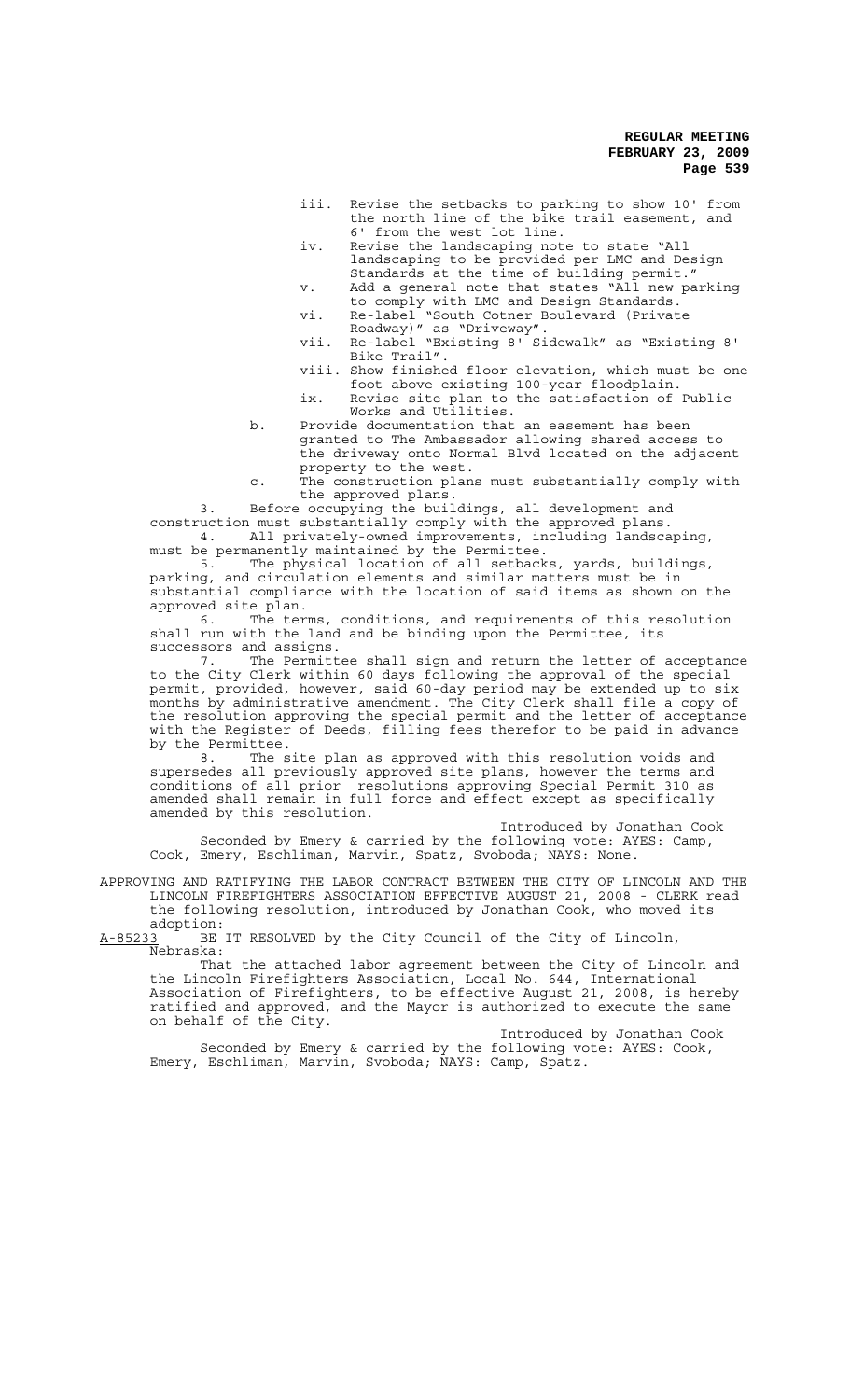iii. Revise the setbacks to parking to show 10' from the north line of the bike trail easement, and 6' from the west lot line.

iv. Revise the landscaping note to state "All landscaping to be provided per LMC and Design Standards at the time of building permit."

v. Add a general note that states "All new parking to comply with LMC and Design Standards.

vi. Re-label "South Cotner Boulevard (Private Roadway)" as "Driveway".

vii. Re-label "Existing 8' Sidewalk" as "Existing 8' Bike Trail".

viii. Show finished floor elevation, which must be one foot above existing 100-year floodplain.

ix. Revise site plan to the satisfaction of Public Works and Utilities.

b. Provide documentation that an easement has been granted to The Ambassador allowing shared access to the driveway onto Normal Blvd located on the adjacent property to the west.

c. The construction plans must substantially comply with the approved plans.

3. Before occupying the buildings, all development and construction must substantially comply with the approved plans.

4. All privately-owned improvements, including landscaping, must be permanently maintained by the Permittee.

5. The physical location of all setbacks, yards, buildings, parking, and circulation elements and similar matters must be in substantial compliance with the location of said items as shown on the approved site plan.

6. The terms, conditions, and requirements of this resolution shall run with the land and be binding upon the Permittee, its successors and assigns.

7. The Permittee shall sign and return the letter of acceptance to the City Clerk within 60 days following the approval of the special permit, provided, however, said 60-day period may be extended up to six months by administrative amendment. The City Clerk shall file a copy of the resolution approving the special permit and the letter of acceptance with the Register of Deeds, filling fees therefor to be paid in advance by the Permittee.

8. The site plan as approved with this resolution voids and supersedes all previously approved site plans, however the terms and conditions of all prior resolutions approving Special Permit 310 as amended shall remain in full force and effect except as specifically amended by this resolution.

Introduced by Jonathan Cook

Seconded by Emery & carried by the following vote: AYES: Camp, Cook, Emery, Eschliman, Marvin, Spatz, Svoboda; NAYS: None.

APPROVING AND RATIFYING THE LABOR CONTRACT BETWEEN THE CITY OF LINCOLN AND THE LINCOLN FIREFIGHTERS ASSOCIATION EFFECTIVE AUGUST 21, 2008 - CLERK read the following resolution, introduced by Jonathan Cook, who moved its adoption:

A-85233 BE IT RESOLVED by the City Council of the City of Lincoln, Nebraska:

That the attached labor agreement between the City of Lincoln and the Lincoln Firefighters Association, Local No. 644, International Association of Firefighters, to be effective August 21, 2008, is hereby ratified and approved, and the Mayor is authorized to execute the same on behalf of the City.

Introduced by Jonathan Cook

Seconded by Emery & carried by the following vote: AYES: Cook, Emery, Eschliman, Marvin, Svoboda; NAYS: Camp, Spatz.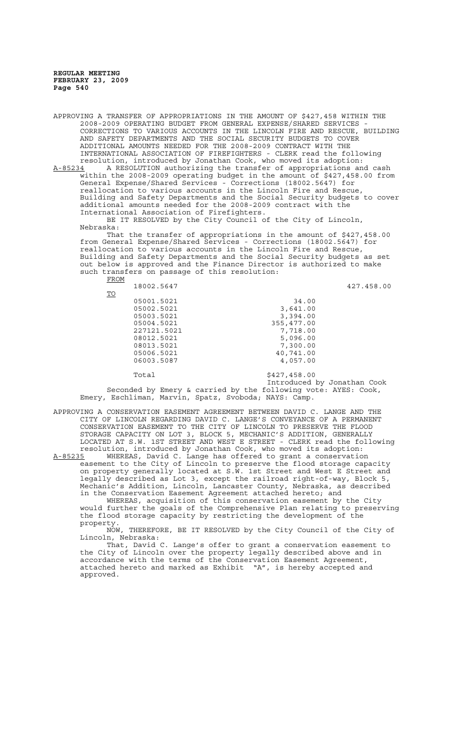APPROVING A TRANSFER OF APPROPRIATIONS IN THE AMOUNT OF $427,458 WITHIN THE 2008-2009 OPERATING BUDGET FROM GENERAL EXPENSE/SHARED SERVICES - CORRECTIONS TO VARIOUS ACCOUNTS IN THE LINCOLN FIRE AND RESCUE, BUILDING AND SAFETY DEPARTMENTS AND THE SOCIAL SECURITY BUDGETS TO COVER ADDITIONAL AMOUNTS NEEDED FOR THE 2008-2009 CONTRACT WITH THE INTERNATIONAL ASSOCIATION OF FIREFIGHTERS - CLERK read the following resolution, introduced by Jonathan Cook, who moved its adoption:

A-85234 A RESOLUTION authorizing the transfer of appropriations and cash within the 2008-2009 operating budget in the amount of $427,458.00 from General Expense/Shared Services - Corrections (18002.5647) for reallocation to various accounts in the Lincoln Fire and Rescue, Building and Safety Departments and the Social Security budgets to cover additional amounts needed for the 2008-2009 contract with the International Association of Firefighters.

BE IT RESOLVED by the City Council of the City of Lincoln, Nebraska:

That the transfer of appropriations in the amount of $427,458.00 from General Expense/Shared Services - Corrections (18002.5647) for reallocation to various accounts in the Lincoln Fire and Rescue, Building and Safety Departments and the Social Security budgets as set out below is approved and the Finance Director is authorized to make such transfers on passage of this resolution:

| | | |
|---|---|---|
| FROM | | |
| 18002.5647 | | 427.458.00 |
| TO | | |
| 05001.5021 | 34.00 | |
| 05002.5021 | 3,641.00 | |
| 05003.5021 | 3,394.00 | |
| 05004.5021 | 355,477.00 | |
| 227121.5021 | 7,718.00 | |
| 08012.5021 | 5,096.00 | |
| 08013.5021 | 7,300.00 | |
| 05006.5021 | 40,741.00 | |
| 06003.5087 | 4,057.00 | |
| Total | $427,458.00 | |

Introduced by Jonathan Cook

Seconded by Emery & carried by the following vote: AYES: Cook, Emery, Eschliman, Marvin, Spatz, Svoboda; NAYS: Camp.

APPROVING A CONSERVATION EASEMENT AGREEMENT BETWEEN DAVID C. LANGE AND THE CITY OF LINCOLN REGARDING DAVID C. LANGE'S CONVEYANCE OF A PERMANENT CONSERVATION EASEMENT TO THE CITY OF LINCOLN TO PRESERVE THE FLOOD STORAGE CAPACITY ON LOT 3, BLOCK 5, MECHANIC'S ADDITION, GENERALLY LOCATED AT S.W. 1ST STREET AND WEST E STREET - CLERK read the following resolution, introduced by Jonathan Cook, who moved its adoption:

A-85235 WHEREAS, David C. Lange has offered to grant a conservation easement to the City of Lincoln to preserve the flood storage capacity on property generally located at S.W. 1st Street and West E Street and legally described as Lot 3, except the railroad right-of-way, Block 5, Mechanic's Addition, Lincoln, Lancaster County, Nebraska, as described in the Conservation Easement Agreement attached hereto; and

WHEREAS, acquisition of this conservation easement by the City would further the goals of the Comprehensive Plan relating to preserving the flood storage capacity by restricting the development of the property.

NOW, THEREFORE, BE IT RESOLVED by the City Council of the City of Lincoln, Nebraska:

That, David C. Lange's offer to grant a conservation easement to the City of Lincoln over the property legally described above and in accordance with the terms of the Conservation Easement Agreement, attached hereto and marked as Exhibit "A", is hereby accepted and approved.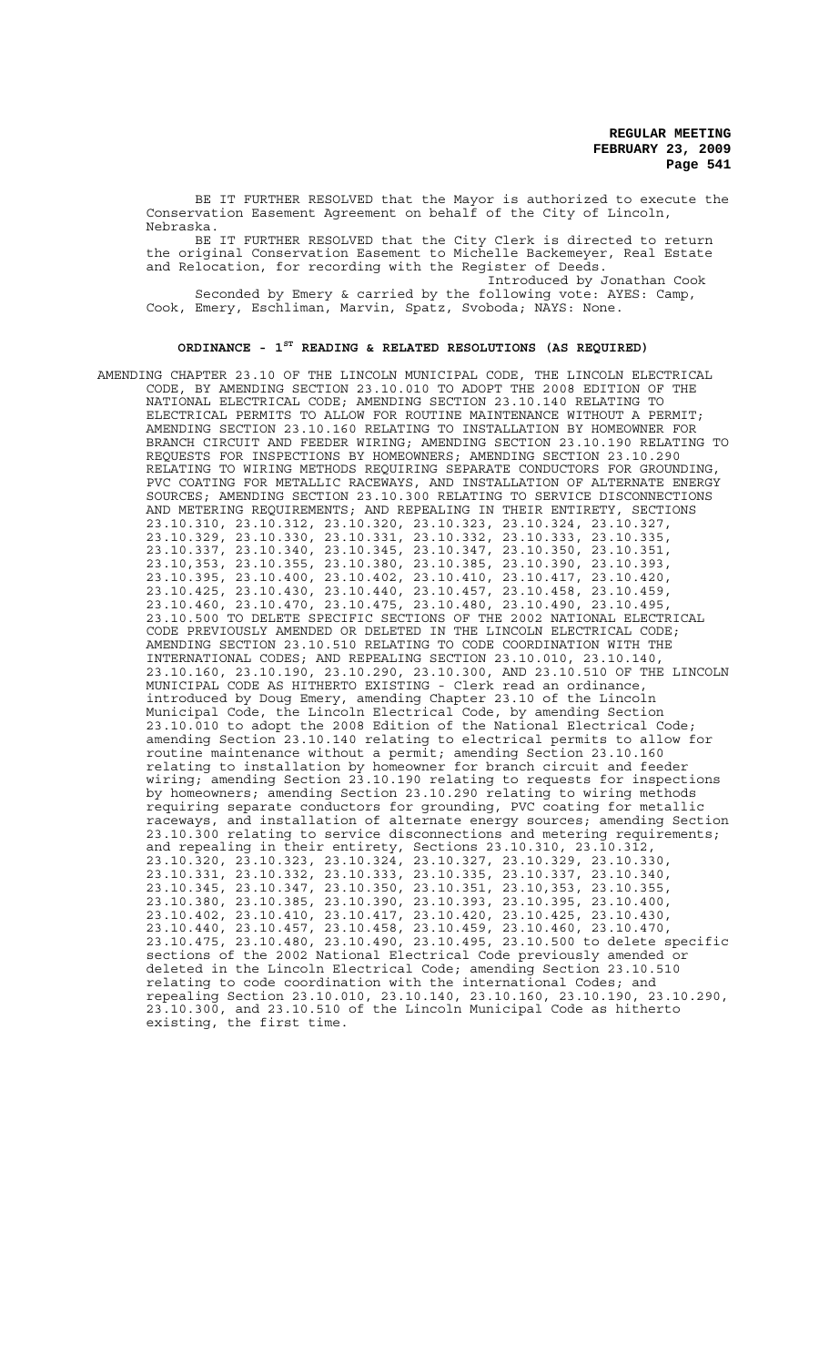BE IT FURTHER RESOLVED that the Mayor is authorized to execute the Conservation Easement Agreement on behalf of the City of Lincoln, Nebraska.

BE IT FURTHER RESOLVED that the City Clerk is directed to return the original Conservation Easement to Michelle Backemeyer, Real Estate and Relocation, for recording with the Register of Deeds.

Introduced by Jonathan Cook

Seconded by Emery & carried by the following vote: AYES: Camp, Cook, Emery, Eschliman, Marvin, Spatz, Svoboda; NAYS: None.

## ORDINANCE - 1ST READING & RELATED RESOLUTIONS (AS REQUIRED)

AMENDING CHAPTER 23.10 OF THE LINCOLN MUNICIPAL CODE, THE LINCOLN ELECTRICAL CODE, BY AMENDING SECTION 23.10.010 TO ADOPT THE 2008 EDITION OF THE NATIONAL ELECTRICAL CODE; AMENDING SECTION 23.10.140 RELATING TO ELECTRICAL PERMITS TO ALLOW FOR ROUTINE MAINTENANCE WITHOUT A PERMIT; AMENDING SECTION 23.10.160 RELATING TO INSTALLATION BY HOMEOWNER FOR BRANCH CIRCUIT AND FEEDER WIRING; AMENDING SECTION 23.10.190 RELATING TO REQUESTS FOR INSPECTIONS BY HOMEOWNERS; AMENDING SECTION 23.10.290 RELATING TO WIRING METHODS REQUIRING SEPARATE CONDUCTORS FOR GROUNDING, PVC COATING FOR METALLIC RACEWAYS, AND INSTALLATION OF ALTERNATE ENERGY SOURCES; AMENDING SECTION 23.10.300 RELATING TO SERVICE DISCONNECTIONS AND METERING REQUIREMENTS; AND REPEALING IN THEIR ENTIRETY, SECTIONS 23.10.310, 23.10.312, 23.10.320, 23.10.323, 23.10.324, 23.10.327, 23.10.329, 23.10.330, 23.10.331, 23.10.332, 23.10.333, 23.10.335, 23.10.337, 23.10.340, 23.10.345, 23.10.347, 23.10.350, 23.10.351, 23.10,353, 23.10.355, 23.10.380, 23.10.385, 23.10.390, 23.10.393, 23.10.395, 23.10.400, 23.10.402, 23.10.410, 23.10.417, 23.10.420, 23.10.425, 23.10.430, 23.10.440, 23.10.457, 23.10.458, 23.10.459, 23.10.460, 23.10.470, 23.10.475, 23.10.480, 23.10.490, 23.10.495, 23.10.500 TO DELETE SPECIFIC SECTIONS OF THE 2002 NATIONAL ELECTRICAL CODE PREVIOUSLY AMENDED OR DELETED IN THE LINCOLN ELECTRICAL CODE; AMENDING SECTION 23.10.510 RELATING TO CODE COORDINATION WITH THE INTERNATIONAL CODES; AND REPEALING SECTION 23.10.010, 23.10.140, 23.10.160, 23.10.190, 23.10.290, 23.10.300, AND 23.10.510 OF THE LINCOLN MUNICIPAL CODE AS HITHERTO EXISTING - Clerk read an ordinance, introduced by Doug Emery, amending Chapter 23.10 of the Lincoln Municipal Code, the Lincoln Electrical Code, by amending Section 23.10.010 to adopt the 2008 Edition of the National Electrical Code; amending Section 23.10.140 relating to electrical permits to allow for routine maintenance without a permit; amending Section 23.10.160 relating to installation by homeowner for branch circuit and feeder wiring; amending Section 23.10.190 relating to requests for inspections by homeowners; amending Section 23.10.290 relating to wiring methods requiring separate conductors for grounding, PVC coating for metallic raceways, and installation of alternate energy sources; amending Section 23.10.300 relating to service disconnections and metering requirements; and repealing in their entirety, Sections 23.10.310, 23.10.312, 23.10.320, 23.10.323, 23.10.324, 23.10.327, 23.10.329, 23.10.330, 23.10.331, 23.10.332, 23.10.333, 23.10.335, 23.10.337, 23.10.340, 23.10.345, 23.10.347, 23.10.350, 23.10.351, 23.10,353, 23.10.355, 23.10.380, 23.10.385, 23.10.390, 23.10.393, 23.10.395, 23.10.400, 23.10.402, 23.10.410, 23.10.417, 23.10.420, 23.10.425, 23.10.430, 23.10.440, 23.10.457, 23.10.458, 23.10.459, 23.10.460, 23.10.470, 23.10.475, 23.10.480, 23.10.490, 23.10.495, 23.10.500 to delete specific sections of the 2002 National Electrical Code previously amended or deleted in the Lincoln Electrical Code; amending Section 23.10.510 relating to code coordination with the international Codes; and repealing Section 23.10.010, 23.10.140, 23.10.160, 23.10.190, 23.10.290, 23.10.300, and 23.10.510 of the Lincoln Municipal Code as hitherto existing, the first time.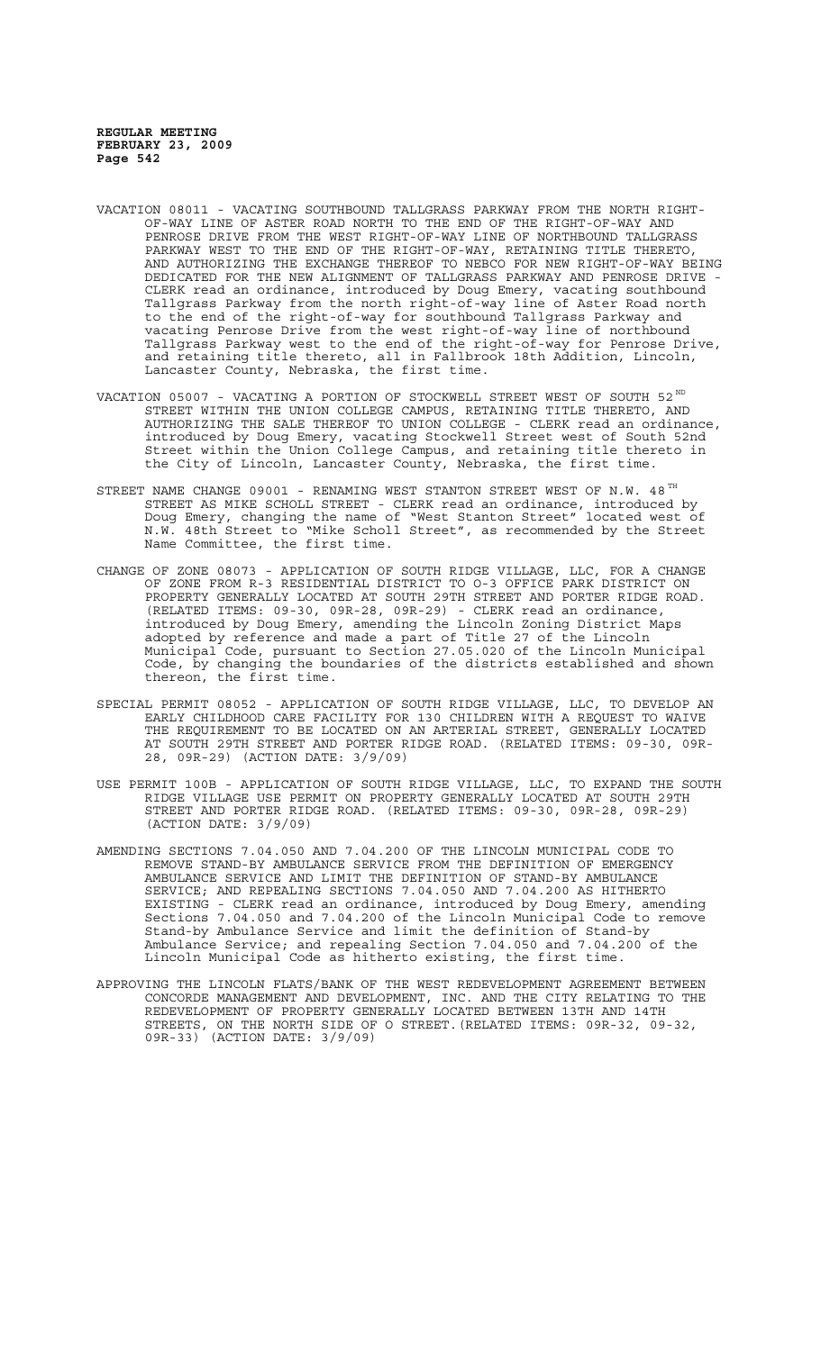VACATION 08011 - VACATING SOUTHBOUND TALLGRASS PARKWAY FROM THE NORTH RIGHT-OF-WAY LINE OF ASTER ROAD NORTH TO THE END OF THE RIGHT-OF-WAY AND PENROSE DRIVE FROM THE WEST RIGHT-OF-WAY LINE OF NORTHBOUND TALLGRASS PARKWAY WEST TO THE END OF THE RIGHT-OF-WAY, RETAINING TITLE THERETO, AND AUTHORIZING THE EXCHANGE THEREOF TO NEBCO FOR NEW RIGHT-OF-WAY BEING DEDICATED FOR THE NEW ALIGNMENT OF TALLGRASS PARKWAY AND PENROSE DRIVE - CLERK read an ordinance, introduced by Doug Emery, vacating southbound Tallgrass Parkway from the north right-of-way line of Aster Road north to the end of the right-of-way for southbound Tallgrass Parkway and vacating Penrose Drive from the west right-of-way line of northbound Tallgrass Parkway west to the end of the right-of-way for Penrose Drive, and retaining title thereto, all in Fallbrook 18th Addition, Lincoln, Lancaster County, Nebraska, the first time.

VACATION 05007 - VACATING A PORTION OF STOCKWELL STREET WEST OF SOUTH 52ND STREET WITHIN THE UNION COLLEGE CAMPUS, RETAINING TITLE THERETO, AND AUTHORIZING THE SALE THEREOF TO UNION COLLEGE - CLERK read an ordinance, introduced by Doug Emery, vacating Stockwell Street west of South 52nd Street within the Union College Campus, and retaining title thereto in the City of Lincoln, Lancaster County, Nebraska, the first time.

STREET NAME CHANGE 09001 - RENAMING WEST STANTON STREET WEST OF N.W. 48TH STREET AS MIKE SCHOLL STREET - CLERK read an ordinance, introduced by Doug Emery, changing the name of "West Stanton Street" located west of N.W. 48th Street to "Mike Scholl Street", as recommended by the Street Name Committee, the first time.

CHANGE OF ZONE 08073 - APPLICATION OF SOUTH RIDGE VILLAGE, LLC, FOR A CHANGE OF ZONE FROM R-3 RESIDENTIAL DISTRICT TO O-3 OFFICE PARK DISTRICT ON PROPERTY GENERALLY LOCATED AT SOUTH 29TH STREET AND PORTER RIDGE ROAD. (RELATED ITEMS: 09-30, 09R-28, 09R-29) - CLERK read an ordinance, introduced by Doug Emery, amending the Lincoln Zoning District Maps adopted by reference and made a part of Title 27 of the Lincoln Municipal Code, pursuant to Section 27.05.020 of the Lincoln Municipal Code, by changing the boundaries of the districts established and shown thereon, the first time.

SPECIAL PERMIT 08052 - APPLICATION OF SOUTH RIDGE VILLAGE, LLC, TO DEVELOP AN EARLY CHILDHOOD CARE FACILITY FOR 130 CHILDREN WITH A REQUEST TO WAIVE THE REQUIREMENT TO BE LOCATED ON AN ARTERIAL STREET, GENERALLY LOCATED AT SOUTH 29TH STREET AND PORTER RIDGE ROAD. (RELATED ITEMS: 09-30, 09R-28, 09R-29) (ACTION DATE: 3/9/09)

USE PERMIT 100B - APPLICATION OF SOUTH RIDGE VILLAGE, LLC, TO EXPAND THE SOUTH RIDGE VILLAGE USE PERMIT ON PROPERTY GENERALLY LOCATED AT SOUTH 29TH STREET AND PORTER RIDGE ROAD. (RELATED ITEMS: 09-30, 09R-28, 09R-29) (ACTION DATE: 3/9/09)

AMENDING SECTIONS 7.04.050 AND 7.04.200 OF THE LINCOLN MUNICIPAL CODE TO REMOVE STAND-BY AMBULANCE SERVICE FROM THE DEFINITION OF EMERGENCY AMBULANCE SERVICE AND LIMIT THE DEFINITION OF STAND-BY AMBULANCE SERVICE; AND REPEALING SECTIONS 7.04.050 AND 7.04.200 AS HITHERTO EXISTING - CLERK read an ordinance, introduced by Doug Emery, amending Sections 7.04.050 and 7.04.200 of the Lincoln Municipal Code to remove Stand-by Ambulance Service and limit the definition of Stand-by Ambulance Service; and repealing Section 7.04.050 and 7.04.200 of the Lincoln Municipal Code as hitherto existing, the first time.

APPROVING THE LINCOLN FLATS/BANK OF THE WEST REDEVELOPMENT AGREEMENT BETWEEN CONCORDE MANAGEMENT AND DEVELOPMENT, INC. AND THE CITY RELATING TO THE REDEVELOPMENT OF PROPERTY GENERALLY LOCATED BETWEEN 13TH AND 14TH STREETS, ON THE NORTH SIDE OF O STREET.(RELATED ITEMS: 09R-32, 09-32, 09R-33) (ACTION DATE: 3/9/09)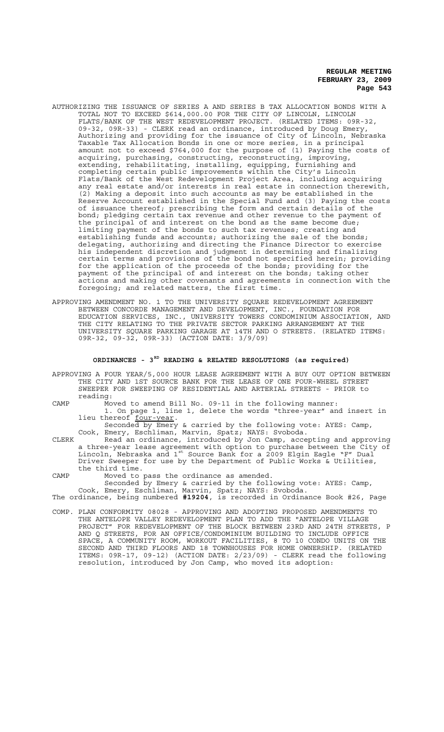AUTHORIZING THE ISSUANCE OF SERIES A AND SERIES B TAX ALLOCATION BONDS WITH A TOTAL NOT TO EXCEED $614,000.00 FOR THE CITY OF LINCOLN, LINCOLN FLATS/BANK OF THE WEST REDEVELOPMENT PROJECT. (RELATED ITEMS: 09R-32, 09-32, 09R-33) - CLERK read an ordinance, introduced by Doug Emery, Authorizing and providing for the issuance of City of Lincoln, Nebraska Taxable Tax Allocation Bonds in one or more series, in a principal amount not to exceed $764,000 for the purpose of (1) Paying the costs of acquiring, purchasing, constructing, reconstructing, improving, extending, rehabilitating, installing, equipping, furnishing and completing certain public improvements within the City's Lincoln Flats/Bank of the West Redevelopment Project Area, including acquiring any real estate and/or interests in real estate in connection therewith, (2) Making a deposit into such accounts as may be established in the Reserve Account established in the Special Fund and (3) Paying the costs of issuance thereof; prescribing the form and certain details of the bond; pledging certain tax revenue and other revenue to the payment of the principal of and interest on the bond as the same become due; limiting payment of the bonds to such tax revenues; creating and establishing funds and accounts; authorizing the sale of the bonds; delegating, authorizing and directing the Finance Director to exercise his independent discretion and judgment in determining and finalizing certain terms and provisions of the bond not specified herein; providing for the application of the proceeds of the bonds; providing for the payment of the principal of and interest on the bonds; taking other actions and making other covenants and agreements in connection with the foregoing; and related matters, the first time.

APPROVING AMENDMENT NO. 1 TO THE UNIVERSITY SQUARE REDEVELOPMENT AGREEMENT BETWEEN CONCORDE MANAGEMENT AND DEVELOPMENT, INC., FOUNDATION FOR EDUCATION SERVICES, INC., UNIVERSITY TOWERS CONDOMINIUM ASSOCIATION, AND THE CITY RELATING TO THE PRIVATE SECTOR PARKING ARRANGEMENT AT THE UNIVERSITY SQUARE PARKING GARAGE AT 14TH AND O STREETS. (RELATED ITEMS: 09R-32, 09-32, 09R-33) (ACTION DATE: 3/9/09)

## ORDINANCES - 3RD READING & RELATED RESOLUTIONS (as required)

APPROVING A FOUR YEAR/5,000 HOUR LEASE AGREEMENT WITH A BUY OUT OPTION BETWEEN THE CITY AND 1ST SOURCE BANK FOR THE LEASE OF ONE FOUR-WHEEL STREET SWEEPER FOR SWEEPING OF RESIDENTIAL AND ARTERIAL STREETS - PRIOR to reading:

CAMP Moved to amend Bill No. 09-11 in the following manner:
1. On page 1, line 1, delete the words "three-year" and insert in lieu thereof four-year.
Seconded by Emery & carried by the following vote: AYES: Camp, Cook, Emery, Eschliman, Marvin, Spatz; NAYS: Svoboda.

CLERK Read an ordinance, introduced by Jon Camp, accepting and approving a three-year lease agreement with option to purchase between the City of Lincoln, Nebraska and 1st Source Bank for a 2009 Elgin Eagle "F" Dual Driver Sweeper for use by the Department of Public Works & Utilities, the third time.

CAMP Moved to pass the ordinance as amended.
Seconded by Emery & carried by the following vote: AYES: Camp, Cook, Emery, Eschliman, Marvin, Spatz; NAYS: Svoboda.

The ordinance, being numbered **#19204**, is recorded in Ordinance Book #26, Page

COMP. PLAN CONFORMITY 08028 - APPROVING AND ADOPTING PROPOSED AMENDMENTS TO THE ANTELOPE VALLEY REDEVELOPMENT PLAN TO ADD THE "ANTELOPE VILLAGE PROJECT" FOR REDEVELOPMENT OF THE BLOCK BETWEEN 23RD AND 24TH STREETS, P AND Q STREETS, FOR AN OFFICE/CONDOMINIUM BUILDING TO INCLUDE OFFICE SPACE, A COMMUNITY ROOM, WORKOUT FACILITIES, 8 TO 10 CONDO UNITS ON THE SECOND AND THIRD FLOORS AND 18 TOWNHOUSES FOR HOME OWNERSHIP. (RELATED ITEMS: 09R-17, 09-12) (ACTION DATE: 2/23/09) - CLERK read the following resolution, introduced by Jon Camp, who moved its adoption: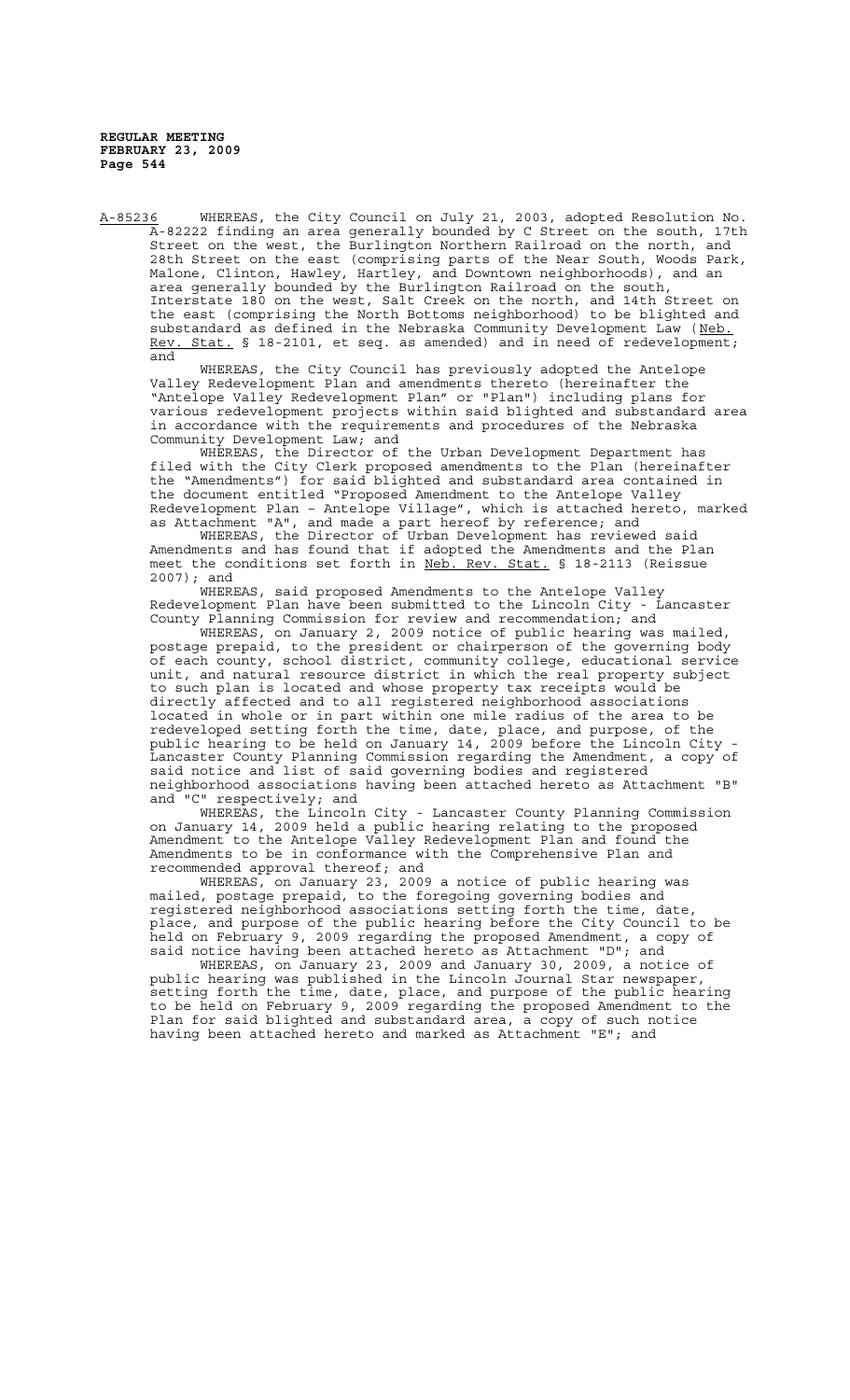A-85236 WHEREAS, the City Council on July 21, 2003, adopted Resolution No. A-82222 finding an area generally bounded by C Street on the south, 17th Street on the west, the Burlington Northern Railroad on the north, and 28th Street on the east (comprising parts of the Near South, Woods Park, Malone, Clinton, Hawley, Hartley, and Downtown neighborhoods), and an area generally bounded by the Burlington Railroad on the south, Interstate 180 on the west, Salt Creek on the north, and 14th Street on the east (comprising the North Bottoms neighborhood) to be blighted and substandard as defined in the Nebraska Community Development Law (Neb. Rev. Stat. § 18-2101, et seq. as amended) and in need of redevelopment; and

WHEREAS, the City Council has previously adopted the Antelope Valley Redevelopment Plan and amendments thereto (hereinafter the "Antelope Valley Redevelopment Plan" or "Plan") including plans for various redevelopment projects within said blighted and substandard area in accordance with the requirements and procedures of the Nebraska Community Development Law; and

WHEREAS, the Director of the Urban Development Department has filed with the City Clerk proposed amendments to the Plan (hereinafter the "Amendments") for said blighted and substandard area contained in the document entitled "Proposed Amendment to the Antelope Valley Redevelopment Plan – Antelope Village", which is attached hereto, marked as Attachment "A", and made a part hereof by reference; and

WHEREAS, the Director of Urban Development has reviewed said Amendments and has found that if adopted the Amendments and the Plan meet the conditions set forth in Neb. Rev. Stat. § 18-2113 (Reissue 2007); and

WHEREAS, said proposed Amendments to the Antelope Valley Redevelopment Plan have been submitted to the Lincoln City - Lancaster County Planning Commission for review and recommendation; and

WHEREAS, on January 2, 2009 notice of public hearing was mailed, postage prepaid, to the president or chairperson of the governing body of each county, school district, community college, educational service unit, and natural resource district in which the real property subject to such plan is located and whose property tax receipts would be directly affected and to all registered neighborhood associations located in whole or in part within one mile radius of the area to be redeveloped setting forth the time, date, place, and purpose, of the public hearing to be held on January 14, 2009 before the Lincoln City - Lancaster County Planning Commission regarding the Amendment, a copy of said notice and list of said governing bodies and registered neighborhood associations having been attached hereto as Attachment "B" and "C" respectively; and

WHEREAS, the Lincoln City - Lancaster County Planning Commission on January 14, 2009 held a public hearing relating to the proposed Amendment to the Antelope Valley Redevelopment Plan and found the Amendments to be in conformance with the Comprehensive Plan and recommended approval thereof; and

WHEREAS, on January 23, 2009 a notice of public hearing was mailed, postage prepaid, to the foregoing governing bodies and registered neighborhood associations setting forth the time, date, place, and purpose of the public hearing before the City Council to be held on February 9, 2009 regarding the proposed Amendment, a copy of said notice having been attached hereto as Attachment "D"; and

WHEREAS, on January 23, 2009 and January 30, 2009, a notice of public hearing was published in the Lincoln Journal Star newspaper, setting forth the time, date, place, and purpose of the public hearing to be held on February 9, 2009 regarding the proposed Amendment to the Plan for said blighted and substandard area, a copy of such notice having been attached hereto and marked as Attachment "E"; and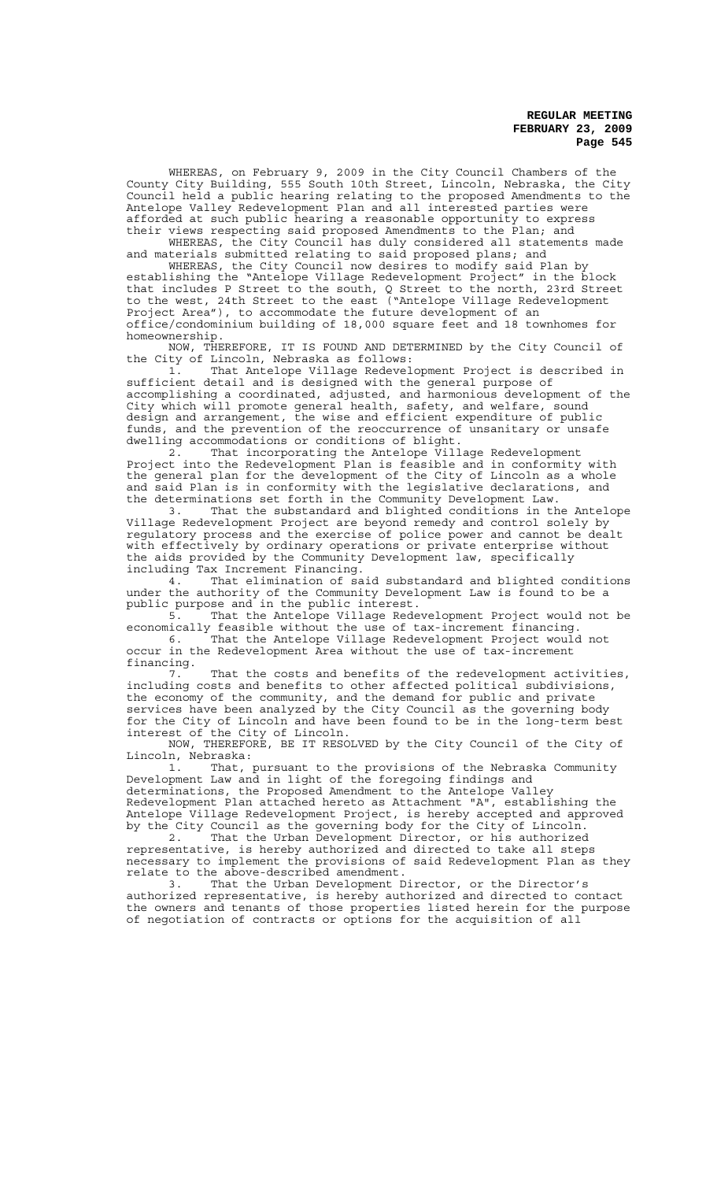WHEREAS, on February 9, 2009 in the City Council Chambers of the County City Building, 555 South 10th Street, Lincoln, Nebraska, the City Council held a public hearing relating to the proposed Amendments to the Antelope Valley Redevelopment Plan and all interested parties were afforded at such public hearing a reasonable opportunity to express their views respecting said proposed Amendments to the Plan; and

WHEREAS, the City Council has duly considered all statements made and materials submitted relating to said proposed plans; and

WHEREAS, the City Council now desires to modify said Plan by establishing the "Antelope Village Redevelopment Project" in the block that includes P Street to the south, Q Street to the north, 23rd Street to the west, 24th Street to the east ("Antelope Village Redevelopment Project Area"), to accommodate the future development of an office/condominium building of 18,000 square feet and 18 townhomes for homeownership.

NOW, THEREFORE, IT IS FOUND AND DETERMINED by the City Council of the City of Lincoln, Nebraska as follows:

1. That Antelope Village Redevelopment Project is described in sufficient detail and is designed with the general purpose of accomplishing a coordinated, adjusted, and harmonious development of the City which will promote general health, safety, and welfare, sound design and arrangement, the wise and efficient expenditure of public funds, and the prevention of the reoccurrence of unsanitary or unsafe dwelling accommodations or conditions of blight.

2. That incorporating the Antelope Village Redevelopment Project into the Redevelopment Plan is feasible and in conformity with the general plan for the development of the City of Lincoln as a whole and said Plan is in conformity with the legislative declarations, and the determinations set forth in the Community Development Law.

3. That the substandard and blighted conditions in the Antelope Village Redevelopment Project are beyond remedy and control solely by regulatory process and the exercise of police power and cannot be dealt with effectively by ordinary operations or private enterprise without the aids provided by the Community Development law, specifically including Tax Increment Financing.

4. That elimination of said substandard and blighted conditions under the authority of the Community Development Law is found to be a public purpose and in the public interest.

5. That the Antelope Village Redevelopment Project would not be economically feasible without the use of tax-increment financing.

6. That the Antelope Village Redevelopment Project would not occur in the Redevelopment Area without the use of tax-increment financing.

7. That the costs and benefits of the redevelopment activities, including costs and benefits to other affected political subdivisions, the economy of the community, and the demand for public and private services have been analyzed by the City Council as the governing body for the City of Lincoln and have been found to be in the long-term best interest of the City of Lincoln.

NOW, THEREFORE, BE IT RESOLVED by the City Council of the City of Lincoln, Nebraska:

1. That, pursuant to the provisions of the Nebraska Community Development Law and in light of the foregoing findings and determinations, the Proposed Amendment to the Antelope Valley Redevelopment Plan attached hereto as Attachment "A", establishing the Antelope Village Redevelopment Project, is hereby accepted and approved by the City Council as the governing body for the City of Lincoln.

2. That the Urban Development Director, or his authorized representative, is hereby authorized and directed to take all steps necessary to implement the provisions of said Redevelopment Plan as they relate to the above-described amendment.

3. That the Urban Development Director, or the Director's authorized representative, is hereby authorized and directed to contact the owners and tenants of those properties listed herein for the purpose of negotiation of contracts or options for the acquisition of all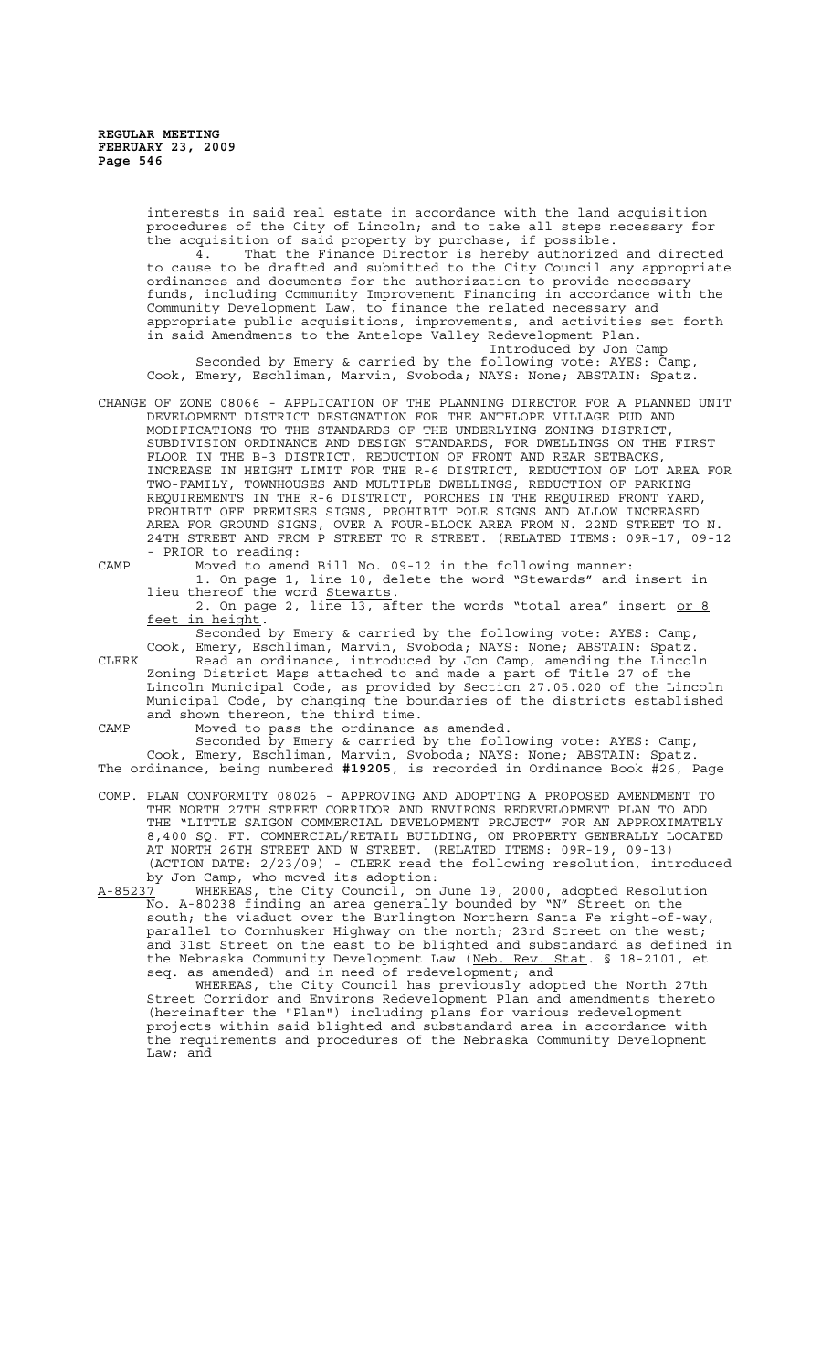interests in said real estate in accordance with the land acquisition procedures of the City of Lincoln; and to take all steps necessary for the acquisition of said property by purchase, if possible.

4. That the Finance Director is hereby authorized and directed to cause to be drafted and submitted to the City Council any appropriate ordinances and documents for the authorization to provide necessary funds, including Community Improvement Financing in accordance with the Community Development Law, to finance the related necessary and appropriate public acquisitions, improvements, and activities set forth in said Amendments to the Antelope Valley Redevelopment Plan.

Introduced by Jon Camp

Seconded by Emery & carried by the following vote: AYES: Camp, Cook, Emery, Eschliman, Marvin, Svoboda; NAYS: None; ABSTAIN: Spatz.

CHANGE OF ZONE 08066 - APPLICATION OF THE PLANNING DIRECTOR FOR A PLANNED UNIT DEVELOPMENT DISTRICT DESIGNATION FOR THE ANTELOPE VILLAGE PUD AND MODIFICATIONS TO THE STANDARDS OF THE UNDERLYING ZONING DISTRICT, SUBDIVISION ORDINANCE AND DESIGN STANDARDS, FOR DWELLINGS ON THE FIRST FLOOR IN THE B-3 DISTRICT, REDUCTION OF FRONT AND REAR SETBACKS, INCREASE IN HEIGHT LIMIT FOR THE R-6 DISTRICT, REDUCTION OF LOT AREA FOR TWO-FAMILY, TOWNHOUSES AND MULTIPLE DWELLINGS, REDUCTION OF PARKING REQUIREMENTS IN THE R-6 DISTRICT, PORCHES IN THE REQUIRED FRONT YARD, PROHIBIT OFF PREMISES SIGNS, PROHIBIT POLE SIGNS AND ALLOW INCREASED AREA FOR GROUND SIGNS, OVER A FOUR-BLOCK AREA FROM N. 22ND STREET TO N. 24TH STREET AND FROM P STREET TO R STREET. (RELATED ITEMS: 09R-17, 09-12) - PRIOR to reading:

CAMP Moved to amend Bill No. 09-12 in the following manner:

1. On page 1, line 10, delete the word "Stewards" and insert in lieu thereof the word Stewarts.

2. On page 2, line 13, after the words "total area" insert or 8 feet in height.

Seconded by Emery & carried by the following vote: AYES: Camp, Cook, Emery, Eschliman, Marvin, Svoboda; NAYS: None; ABSTAIN: Spatz.

CLERK Read an ordinance, introduced by Jon Camp, amending the Lincoln Zoning District Maps attached to and made a part of Title 27 of the Lincoln Municipal Code, as provided by Section 27.05.020 of the Lincoln Municipal Code, by changing the boundaries of the districts established and shown thereon, the third time.

CAMP Moved to pass the ordinance as amended.

Seconded by Emery & carried by the following vote: AYES: Camp, Cook, Emery, Eschliman, Marvin, Svoboda; NAYS: None; ABSTAIN: Spatz.

The ordinance, being numbered **#19205**, is recorded in Ordinance Book #26, Page

COMP. PLAN CONFORMITY 08026 - APPROVING AND ADOPTING A PROPOSED AMENDMENT TO THE NORTH 27TH STREET CORRIDOR AND ENVIRONS REDEVELOPMENT PLAN TO ADD THE "LITTLE SAIGON COMMERCIAL DEVELOPMENT PROJECT" FOR AN APPROXIMATELY 8,400 SQ. FT. COMMERCIAL/RETAIL BUILDING, ON PROPERTY GENERALLY LOCATED AT NORTH 26TH STREET AND W STREET. (RELATED ITEMS: 09R-19, 09-13) (ACTION DATE: 2/23/09) - CLERK read the following resolution, introduced by Jon Camp, who moved its adoption:

A-85237 WHEREAS, the City Council, on June 19, 2000, adopted Resolution No. A-80238 finding an area generally bounded by "N" Street on the south; the viaduct over the Burlington Northern Santa Fe right-of-way, parallel to Cornhusker Highway on the north; 23rd Street on the west; and 31st Street on the east to be blighted and substandard as defined in the Nebraska Community Development Law (Neb. Rev. Stat. § 18-2101, et seq. as amended) and in need of redevelopment; and

WHEREAS, the City Council has previously adopted the North 27th Street Corridor and Environs Redevelopment Plan and amendments thereto (hereinafter the "Plan") including plans for various redevelopment projects within said blighted and substandard area in accordance with the requirements and procedures of the Nebraska Community Development Law; and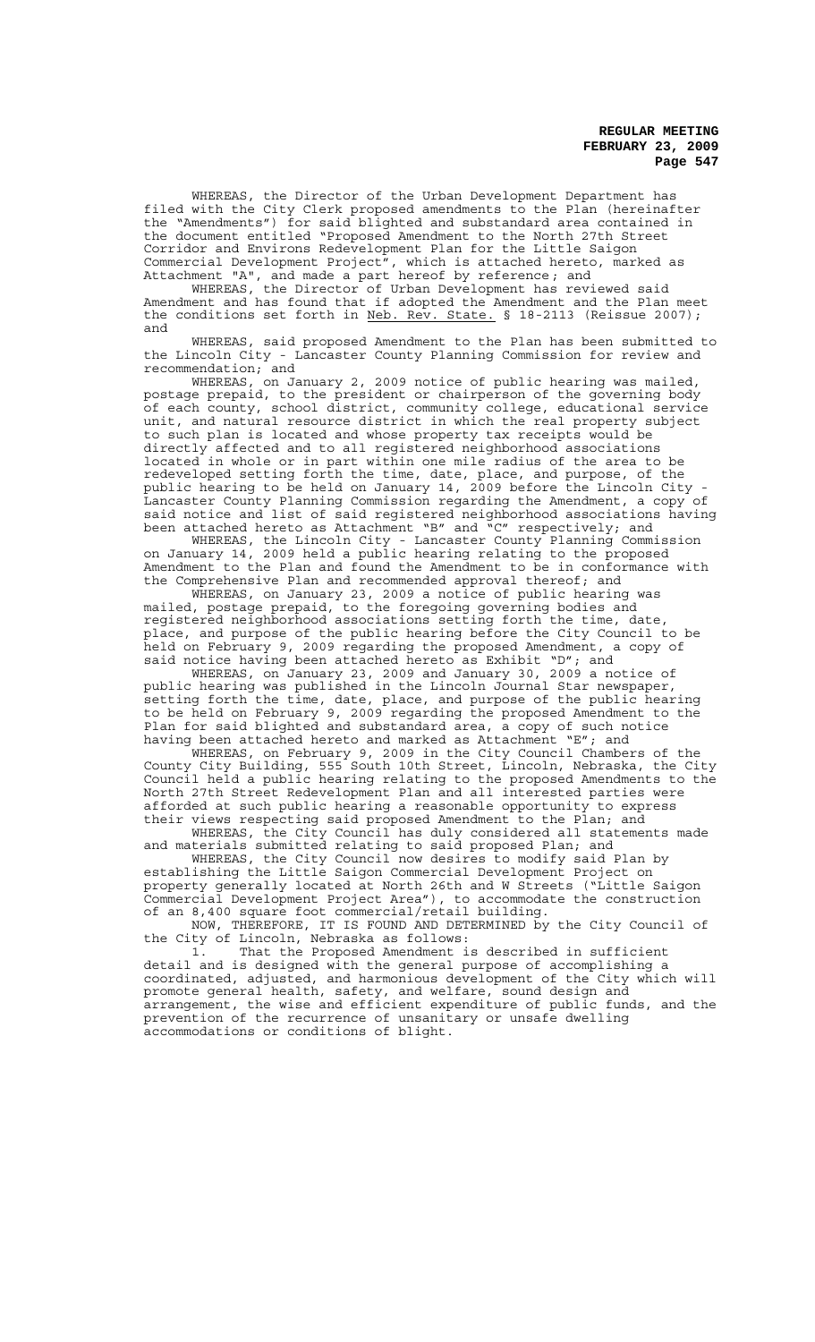WHEREAS, the Director of the Urban Development Department has filed with the City Clerk proposed amendments to the Plan (hereinafter the "Amendments") for said blighted and substandard area contained in the document entitled "Proposed Amendment to the North 27th Street Corridor and Environs Redevelopment Plan for the Little Saigon Commercial Development Project", which is attached hereto, marked as Attachment "A", and made a part hereof by reference; and

WHEREAS, the Director of Urban Development has reviewed said Amendment and has found that if adopted the Amendment and the Plan meet the conditions set forth in Neb. Rev. State. § 18-2113 (Reissue 2007); and

WHEREAS, said proposed Amendment to the Plan has been submitted to the Lincoln City - Lancaster County Planning Commission for review and recommendation; and

WHEREAS, on January 2, 2009 notice of public hearing was mailed, postage prepaid, to the president or chairperson of the governing body of each county, school district, community college, educational service unit, and natural resource district in which the real property subject to such plan is located and whose property tax receipts would be directly affected and to all registered neighborhood associations located in whole or in part within one mile radius of the area to be redeveloped setting forth the time, date, place, and purpose, of the public hearing to be held on January 14, 2009 before the Lincoln City - Lancaster County Planning Commission regarding the Amendment, a copy of said notice and list of said registered neighborhood associations having been attached hereto as Attachment "B" and "C" respectively; and

WHEREAS, the Lincoln City - Lancaster County Planning Commission on January 14, 2009 held a public hearing relating to the proposed Amendment to the Plan and found the Amendment to be in conformance with the Comprehensive Plan and recommended approval thereof; and

WHEREAS, on January 23, 2009 a notice of public hearing was mailed, postage prepaid, to the foregoing governing bodies and registered neighborhood associations setting forth the time, date, place, and purpose of the public hearing before the City Council to be held on February 9, 2009 regarding the proposed Amendment, a copy of said notice having been attached hereto as Exhibit "D"; and

WHEREAS, on January 23, 2009 and January 30, 2009 a notice of public hearing was published in the Lincoln Journal Star newspaper, setting forth the time, date, place, and purpose of the public hearing to be held on February 9, 2009 regarding the proposed Amendment to the Plan for said blighted and substandard area, a copy of such notice having been attached hereto and marked as Attachment "E"; and

WHEREAS, on February 9, 2009 in the City Council Chambers of the County City Building, 555 South 10th Street, Lincoln, Nebraska, the City Council held a public hearing relating to the proposed Amendments to the North 27th Street Redevelopment Plan and all interested parties were afforded at such public hearing a reasonable opportunity to express their views respecting said proposed Amendment to the Plan; and

WHEREAS, the City Council has duly considered all statements made and materials submitted relating to said proposed Plan; and

WHEREAS, the City Council now desires to modify said Plan by establishing the Little Saigon Commercial Development Project on property generally located at North 26th and W Streets ("Little Saigon Commercial Development Project Area"), to accommodate the construction of an 8,400 square foot commercial/retail building.

NOW, THEREFORE, IT IS FOUND AND DETERMINED by the City Council of the City of Lincoln, Nebraska as follows:

1. That the Proposed Amendment is described in sufficient detail and is designed with the general purpose of accomplishing a coordinated, adjusted, and harmonious development of the City which will promote general health, safety, and welfare, sound design and arrangement, the wise and efficient expenditure of public funds, and the prevention of the recurrence of unsanitary or unsafe dwelling accommodations or conditions of blight.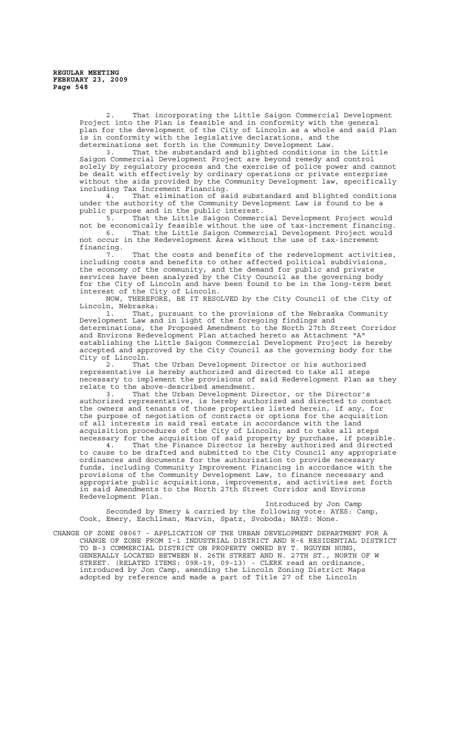2. That incorporating the Little Saigon Commercial Development Project into the Plan is feasible and in conformity with the general plan for the development of the City of Lincoln as a whole and said Plan is in conformity with the legislative declarations, and the determinations set forth in the Community Development Law.

3. That the substandard and blighted conditions in the Little Saigon Commercial Development Project are beyond remedy and control solely by regulatory process and the exercise of police power and cannot be dealt with effectively by ordinary operations or private enterprise without the aids provided by the Community Development law, specifically including Tax Increment Financing.

4. That elimination of said substandard and blighted conditions under the authority of the Community Development Law is found to be a public purpose and in the public interest.

5. That the Little Saigon Commercial Development Project would not be economically feasible without the use of tax-increment financing.

6. That the Little Saigon Commercial Development Project would not occur in the Redevelopment Area without the use of tax-increment financing.

7. That the costs and benefits of the redevelopment activities, including costs and benefits to other affected political subdivisions, the economy of the community, and the demand for public and private services have been analyzed by the City Council as the governing body for the City of Lincoln and have been found to be in the long-term best interest of the City of Lincoln.

NOW, THEREFORE, BE IT RESOLVED by the City Council of the City of Lincoln, Nebraska:

1. That, pursuant to the provisions of the Nebraska Community Development Law and in light of the foregoing findings and determinations, the Proposed Amendment to the North 27th Street Corridor and Environs Redevelopment Plan attached hereto as Attachment "A" establishing the Little Saigon Commercial Development Project is hereby accepted and approved by the City Council as the governing body for the City of Lincoln.

2. That the Urban Development Director or his authorized representative is hereby authorized and directed to take all steps necessary to implement the provisions of said Redevelopment Plan as they relate to the above-described amendment.

3. That the Urban Development Director, or the Director's authorized representative, is hereby authorized and directed to contact the owners and tenants of those properties listed herein, if any, for the purpose of negotiation of contracts or options for the acquisition of all interests in said real estate in accordance with the land acquisition procedures of the City of Lincoln; and to take all steps necessary for the acquisition of said property by purchase, if possible.

4. That the Finance Director is hereby authorized and directed to cause to be drafted and submitted to the City Council any appropriate ordinances and documents for the authorization to provide necessary funds, including Community Improvement Financing in accordance with the provisions of the Community Development Law, to finance necessary and appropriate public acquisitions, improvements, and activities set forth in said Amendments to the North 27th Street Corridor and Environs Redevelopment Plan.

Introduced by Jon Camp

Seconded by Emery & carried by the following vote: AYES: Camp, Cook, Emery, Eschliman, Marvin, Spatz, Svoboda; NAYS: None.

CHANGE OF ZONE 08067 - APPLICATION OF THE URBAN DEVELOPMENT DEPARTMENT FOR A CHANGE OF ZONE FROM I-1 INDUSTRIAL DISTRICT AND R-6 RESIDENTIAL DISTRICT TO B-3 COMMERCIAL DISTRICT ON PROPERTY OWNED BY T. NGUYEN HUNG, GENERALLY LOCATED BETWEEN N. 26TH STREET AND N. 27TH ST., NORTH OF W STREET. (RELATED ITEMS: 09R-19, 09-13) - CLERK read an ordinance, introduced by Jon Camp, amending the Lincoln Zoning District Maps adopted by reference and made a part of Title 27 of the Lincoln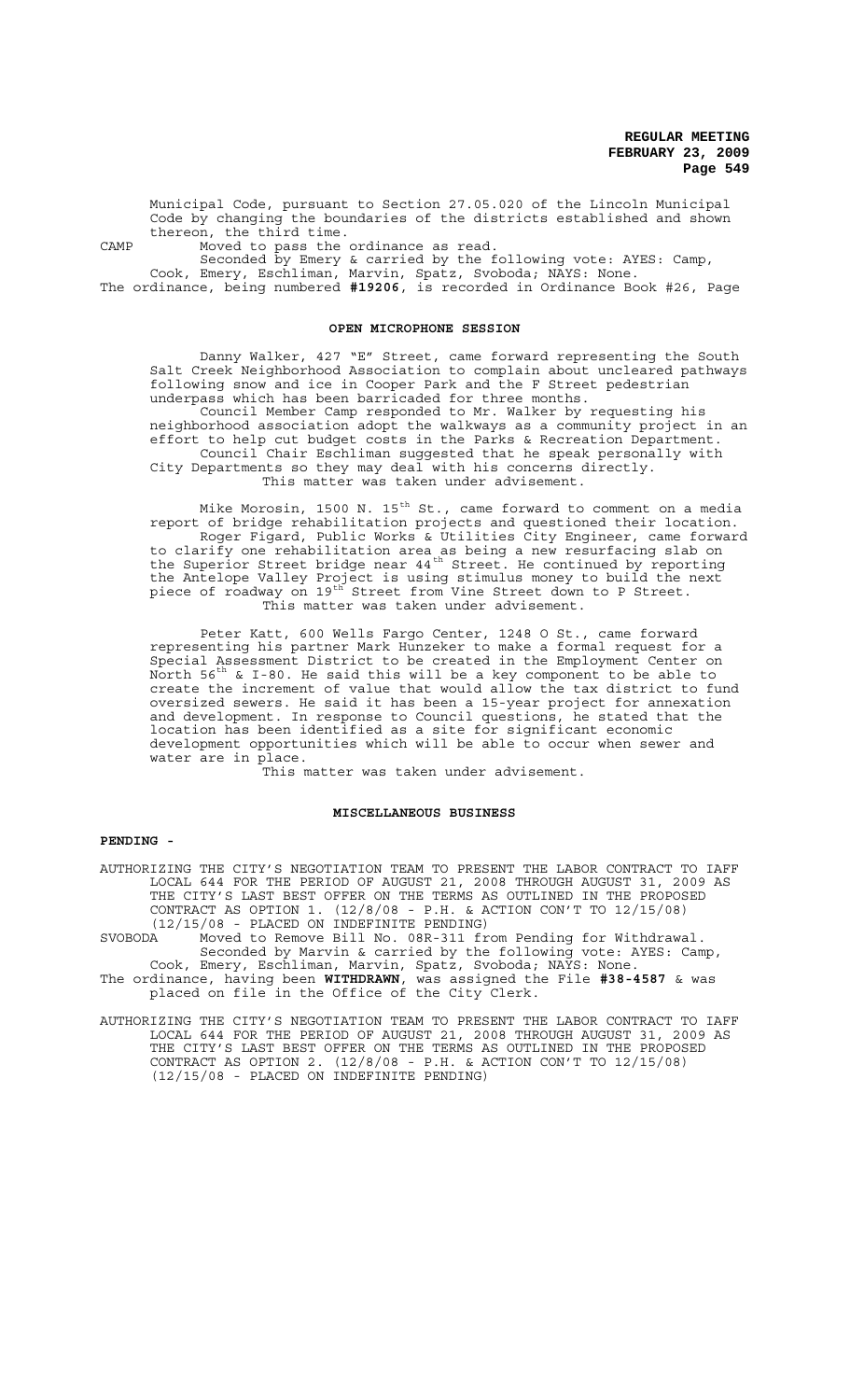Municipal Code, pursuant to Section 27.05.020 of the Lincoln Municipal Code by changing the boundaries of the districts established and shown thereon, the third time.

CAMP Moved to pass the ordinance as read.

Seconded by Emery & carried by the following vote: AYES: Camp, Cook, Emery, Eschliman, Marvin, Spatz, Svoboda; NAYS: None.

The ordinance, being numbered **#19206**, is recorded in Ordinance Book #26, Page

## OPEN MICROPHONE SESSION

Danny Walker, 427 "E" Street, came forward representing the South Salt Creek Neighborhood Association to complain about uncleared pathways following snow and ice in Cooper Park and the F Street pedestrian underpass which has been barricaded for three months.

Council Member Camp responded to Mr. Walker by requesting his neighborhood association adopt the walkways as a community project in an effort to help cut budget costs in the Parks & Recreation Department.

Council Chair Eschliman suggested that he speak personally with City Departments so they may deal with his concerns directly.

This matter was taken under advisement.

Mike Morosin, 1500 N. 15th St., came forward to comment on a media report of bridge rehabilitation projects and questioned their location.

Roger Figard, Public Works & Utilities City Engineer, came forward to clarify one rehabilitation area as being a new resurfacing slab on the Superior Street bridge near 44th Street. He continued by reporting the Antelope Valley Project is using stimulus money to build the next piece of roadway on 19th Street from Vine Street down to P Street.

This matter was taken under advisement.

Peter Katt, 600 Wells Fargo Center, 1248 O St., came forward representing his partner Mark Hunzeker to make a formal request for a Special Assessment District to be created in the Employment Center on North 56th & I-80. He said this will be a key component to be able to create the increment of value that would allow the tax district to fund oversized sewers. He said it has been a 15-year project for annexation and development. In response to Council questions, he stated that the location has been identified as a site for significant economic development opportunities which will be able to occur when sewer and water are in place.

This matter was taken under advisement.

## MISCELLANEOUS BUSINESS

**PENDING -**

AUTHORIZING THE CITY'S NEGOTIATION TEAM TO PRESENT THE LABOR CONTRACT TO IAFF LOCAL 644 FOR THE PERIOD OF AUGUST 21, 2008 THROUGH AUGUST 31, 2009 AS THE CITY'S LAST BEST OFFER ON THE TERMS AS OUTLINED IN THE PROPOSED CONTRACT AS OPTION 1. (12/8/08 - P.H. & ACTION CON'T TO 12/15/08) (12/15/08 - PLACED ON INDEFINITE PENDING)

SVOBODA Moved to Remove Bill No. 08R-311 from Pending for Withdrawal.

Seconded by Marvin & carried by the following vote: AYES: Camp, Cook, Emery, Eschliman, Marvin, Spatz, Svoboda; NAYS: None.

The ordinance, having been **WITHDRAWN**, was assigned the File **#38-4587** & was placed on file in the Office of the City Clerk.

AUTHORIZING THE CITY'S NEGOTIATION TEAM TO PRESENT THE LABOR CONTRACT TO IAFF LOCAL 644 FOR THE PERIOD OF AUGUST 21, 2008 THROUGH AUGUST 31, 2009 AS THE CITY'S LAST BEST OFFER ON THE TERMS AS OUTLINED IN THE PROPOSED CONTRACT AS OPTION 2. (12/8/08 - P.H. & ACTION CON'T TO 12/15/08) (12/15/08 - PLACED ON INDEFINITE PENDING)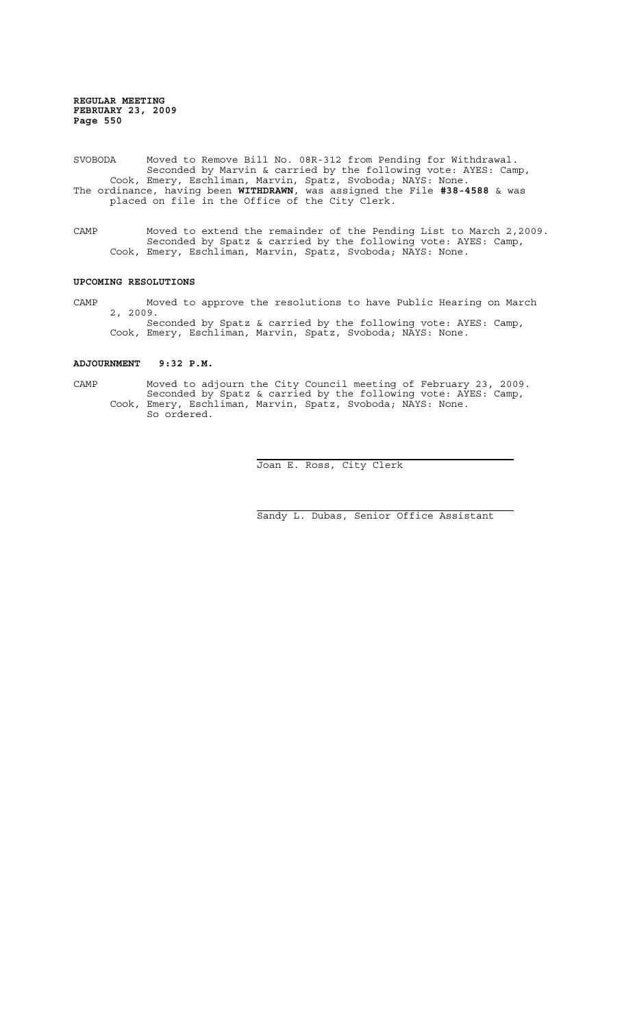SVOBODA Moved to Remove Bill No. 08R-312 from Pending for Withdrawal. Seconded by Marvin & carried by the following vote: AYES: Camp, Cook, Emery, Eschliman, Marvin, Spatz, Svoboda; NAYS: None.

The ordinance, having been **WITHDRAWN**, was assigned the File **#38-4588** & was placed on file in the Office of the City Clerk.

CAMP Moved to extend the remainder of the Pending List to March 2,2009. Seconded by Spatz & carried by the following vote: AYES: Camp, Cook, Emery, Eschliman, Marvin, Spatz, Svoboda; NAYS: None.

**UPCOMING RESOLUTIONS**

CAMP Moved to approve the resolutions to have Public Hearing on March 2, 2009. Seconded by Spatz & carried by the following vote: AYES: Camp, Cook, Emery, Eschliman, Marvin, Spatz, Svoboda; NAYS: None.

**ADJOURNMENT 9:32 P.M.**

CAMP Moved to adjourn the City Council meeting of February 23, 2009. Seconded by Spatz & carried by the following vote: AYES: Camp, Cook, Emery, Eschliman, Marvin, Spatz, Svoboda; NAYS: None. So ordered.

Joan E. Ross, City Clerk

Sandy L. Dubas, Senior Office Assistant